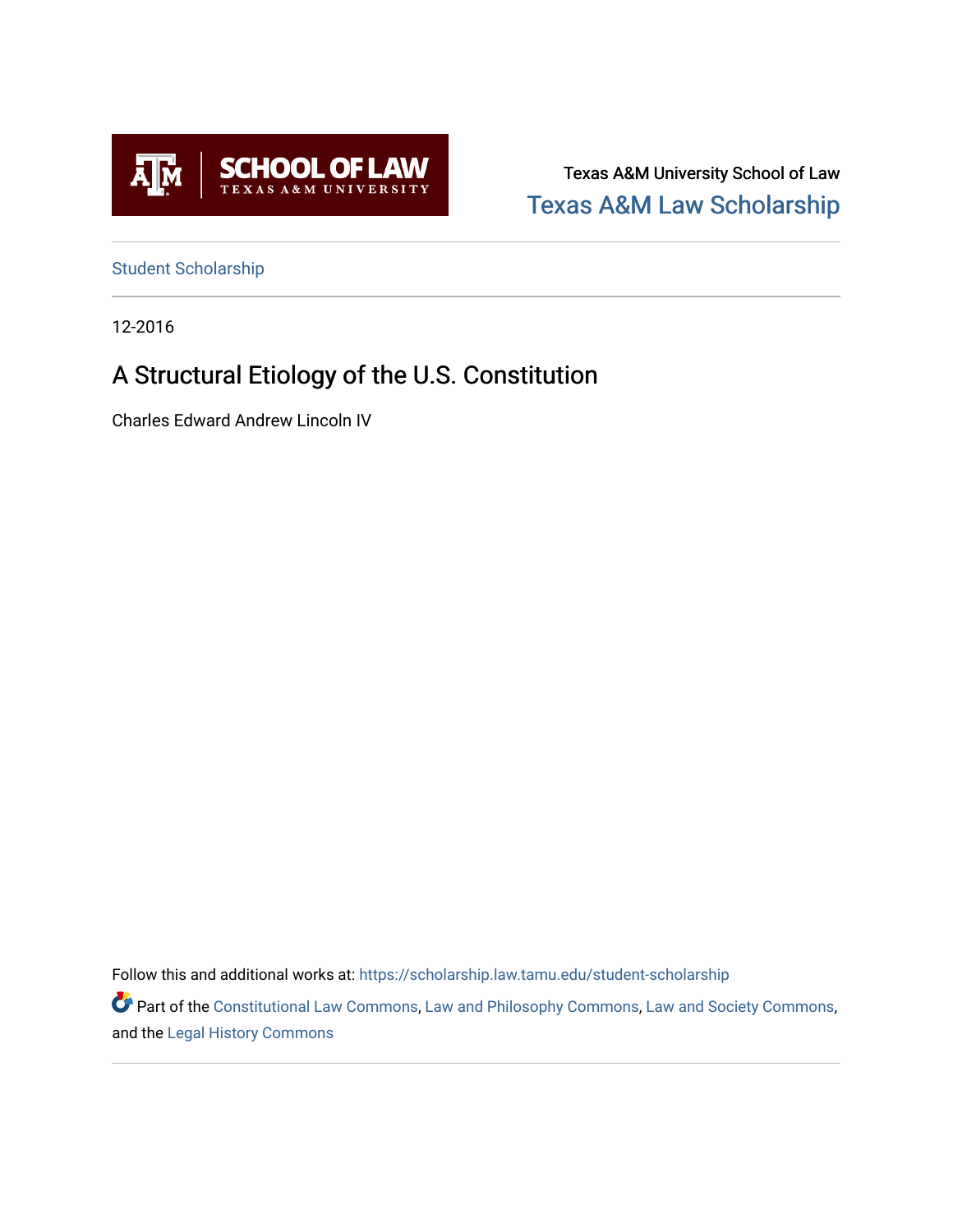SCHOOL OF LAW
TEXAS A&M UNIVERSITY

Texas A&M University School of Law

Texas A&M Law Scholarship

Student Scholarship

12-2016

# A Structural Etiology of the U.S. Constitution

Charles Edward Andrew Lincoln IV

Follow this and additional works at: https://scholarship.law.tamu.edu/student-scholarship

Part of the Constitutional Law Commons, Law and Philosophy Commons, Law and Society Commons, and the Legal History Commons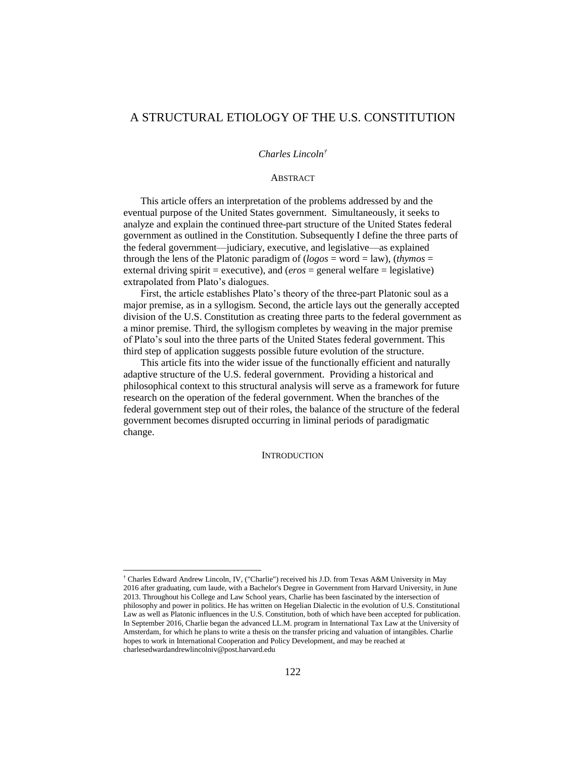# A STRUCTURAL ETIOLOGY OF THE U.S. CONSTITUTION

*Charles Lincoln*[†]

## ABSTRACT

This article offers an interpretation of the problems addressed by and the eventual purpose of the United States government. Simultaneously, it seeks to analyze and explain the continued three-part structure of the United States federal government as outlined in the Constitution. Subsequently I define the three parts of the federal government—judiciary, executive, and legislative—as explained through the lens of the Platonic paradigm of (*logos* = word = law), (*thymos* = external driving spirit = executive), and (*eros* = general welfare = legislative) extrapolated from Plato's dialogues.

First, the article establishes Plato's theory of the three-part Platonic soul as a major premise, as in a syllogism. Second, the article lays out the generally accepted division of the U.S. Constitution as creating three parts to the federal government as a minor premise. Third, the syllogism completes by weaving in the major premise of Plato's soul into the three parts of the United States federal government. This third step of application suggests possible future evolution of the structure.

This article fits into the wider issue of the functionally efficient and naturally adaptive structure of the U.S. federal government. Providing a historical and philosophical context to this structural analysis will serve as a framework for future research on the operation of the federal government. When the branches of the federal government step out of their roles, the balance of the structure of the federal government becomes disrupted occurring in liminal periods of paradigmatic change.

## INTRODUCTION

---

[†] Charles Edward Andrew Lincoln, IV, ("Charlie") received his J.D. from Texas A&M University in May 2016 after graduating, cum laude, with a Bachelor's Degree in Government from Harvard University, in June 2013. Throughout his College and Law School years, Charlie has been fascinated by the intersection of philosophy and power in politics. He has written on Hegelian Dialectic in the evolution of U.S. Constitutional Law as well as Platonic influences in the U.S. Constitution, both of which have been accepted for publication. In September 2016, Charlie began the advanced LL.M. program in International Tax Law at the University of Amsterdam, for which he plans to write a thesis on the transfer pricing and valuation of intangibles. Charlie hopes to work in International Cooperation and Policy Development, and may be reached at charlesedwardandrewlincolniv@post.harvard.edu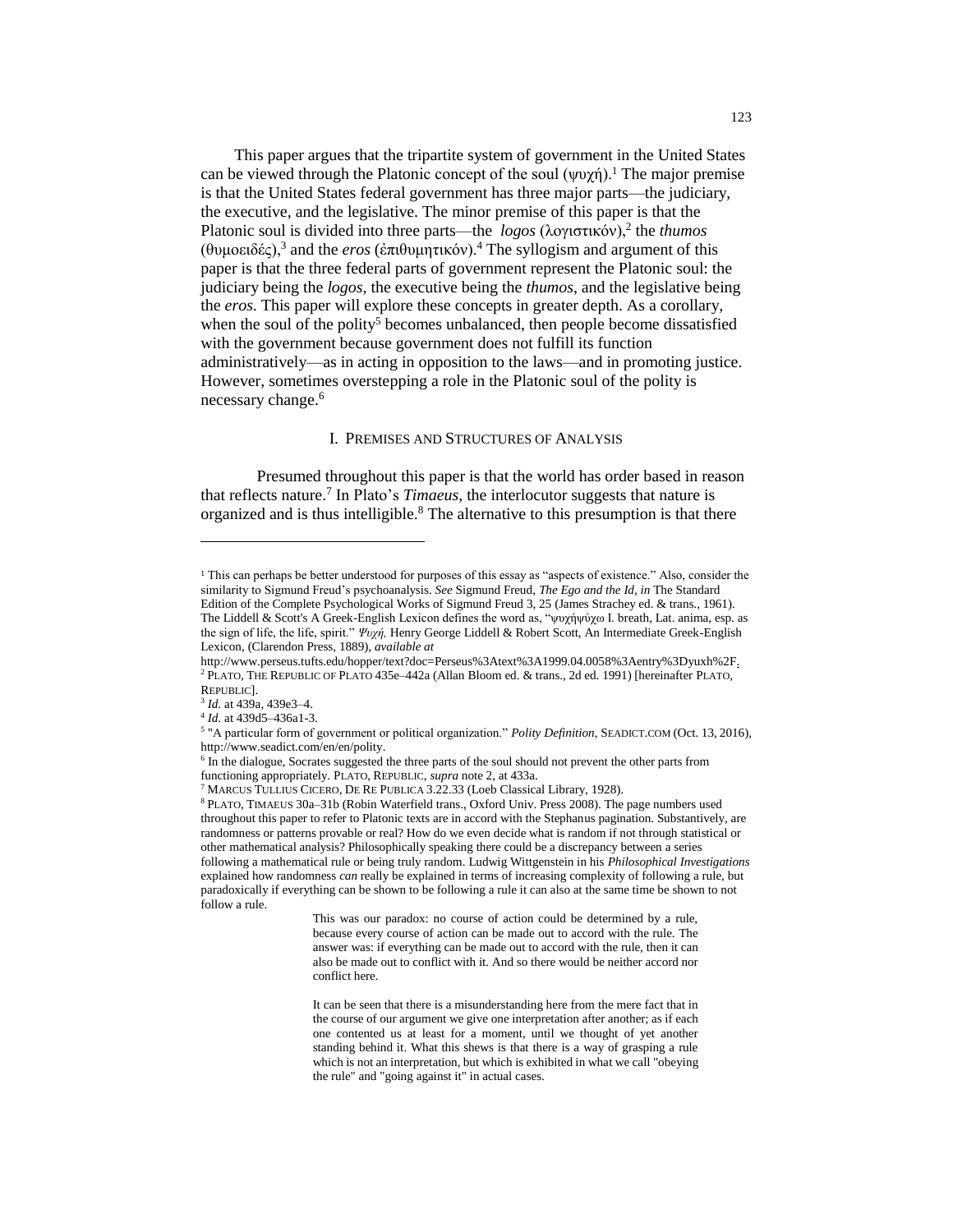This paper argues that the tripartite system of government in the United States can be viewed through the Platonic concept of the soul (ψυχή).[1] The major premise is that the United States federal government has three major parts—the judiciary, the executive, and the legislative. The minor premise of this paper is that the Platonic soul is divided into three parts—the *logos* (λογιστικόν),[2] the *thumos* (θυμοειδές),[3] and the *eros* (ἐπιθυμητικόν).[4] The syllogism and argument of this paper is that the three federal parts of government represent the Platonic soul: the judiciary being the *logos*, the executive being the *thumos*, and the legislative being the *eros*. This paper will explore these concepts in greater depth. As a corollary, when the soul of the polity[5] becomes unbalanced, then people become dissatisfied with the government because government does not fulfill its function administratively—as in acting in opposition to the laws—and in promoting justice. However, sometimes overstepping a role in the Platonic soul of the polity is necessary change.[6]

## I. Premises and Structures of Analysis

Presumed throughout this paper is that the world has order based in reason that reflects nature.[7] In Plato's *Timaeus*, the interlocutor suggests that nature is organized and is thus intelligible.[8] The alternative to this presumption is that there

---

[1] This can perhaps be better understood for purposes of this essay as "aspects of existence." Also, consider the similarity to Sigmund Freud's psychoanalysis. *See* Sigmund Freud, *The Ego and the Id*, *in* The Standard Edition of the Complete Psychological Works of Sigmund Freud 3, 25 (James Strachey ed. & trans., 1961). The Liddell & Scott's A Greek-English Lexicon defines the word as, "ψυχήψύχω I. breath, Lat. anima, esp. as the sign of life, the life, spirit." *Ψυχή,* Henry George Liddell & Robert Scott, An Intermediate Greek-English Lexicon, (Clarendon Press, 1889), *available at* http://www.perseus.tufts.edu/hopper/text?doc=Perseus%3Atext%3A1999.04.0058%3Aentry%3Dyuxh%2F.

[2] Plato, The Republic of Plato 435e–442a (Allan Bloom ed. & trans., 2d ed. 1991) [hereinafter Plato, Republic].

[3] *Id.* at 439a, 439e3–4.

[4] *Id.* at 439d5–436a1-3.

[5] "A particular form of government or political organization." *Polity Definition*, Seadict.com (Oct. 13, 2016), http://www.seadict.com/en/en/polity.

[6] In the dialogue, Socrates suggested the three parts of the soul should not prevent the other parts from functioning appropriately. Plato, Republic, *supra* note 2, at 433a.

[7] Marcus Tullius Cicero, De Re Publica 3.22.33 (Loeb Classical Library, 1928).

[8] Plato, Timaeus 30a–31b (Robin Waterfield trans., Oxford Univ. Press 2008). The page numbers used throughout this paper to refer to Platonic texts are in accord with the Stephanus pagination. Substantively, are randomness or patterns provable or real? How do we even decide what is random if not through statistical or other mathematical analysis? Philosophically speaking there could be a discrepancy between a series following a mathematical rule or being truly random. Ludwig Wittgenstein in his *Philosophical Investigations* explained how randomness *can* really be explained in terms of increasing complexity of following a rule, but paradoxically if everything can be shown to be following a rule it can also at the same time be shown to not follow a rule.

> This was our paradox: no course of action could be determined by a rule, because every course of action can be made out to accord with the rule. The answer was: if everything can be made out to accord with the rule, then it can also be made out to conflict with it. And so there would be neither accord nor conflict here.
>
> It can be seen that there is a misunderstanding here from the mere fact that in the course of our argument we give one interpretation after another; as if each one contented us at least for a moment, until we thought of yet another standing behind it. What this shews is that there is a way of grasping a rule which is not an interpretation, but which is exhibited in what we call "obeying the rule" and "going against it" in actual cases.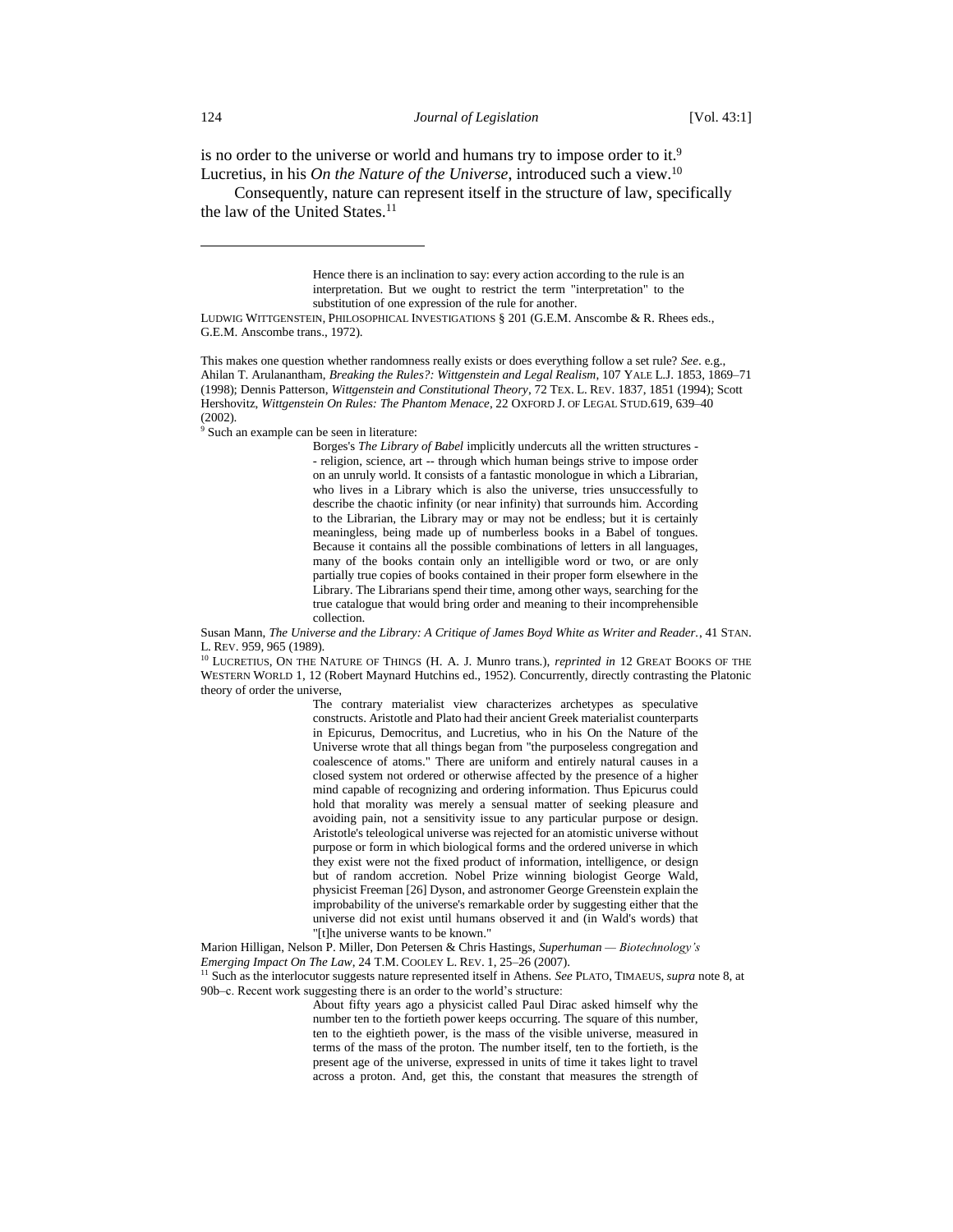is no order to the universe or world and humans try to impose order to it.[9] Lucretius, in his *On the Nature of the Universe*, introduced such a view.[10]

Consequently, nature can represent itself in the structure of law, specifically the law of the United States.[11]

---

> Hence there is an inclination to say: every action according to the rule is an interpretation. But we ought to restrict the term "interpretation" to the substitution of one expression of the rule for another.

LUDWIG WITTGENSTEIN, PHILOSOPHICAL INVESTIGATIONS § 201 (G.E.M. Anscombe & R. Rhees eds., G.E.M. Anscombe trans., 1972).

This makes one question whether randomness really exists or does everything follow a set rule? *See*. e.g., Ahilan T. Arulanantham, *Breaking the Rules?: Wittgenstein and Legal Realism*, 107 YALE L.J. 1853, 1869–71 (1998); Dennis Patterson, *Wittgenstein and Constitutional Theory*, 72 TEX. L. REV. 1837, 1851 (1994); Scott Hershovitz, *Wittgenstein On Rules: The Phantom Menace*, 22 OXFORD J. OF LEGAL STUD.619, 639–40 (2002).

[9] Such an example can be seen in literature:

> Borges's *The Library of Babel* implicitly undercuts all the written structures -- religion, science, art -- through which human beings strive to impose order on an unruly world. It consists of a fantastic monologue in which a Librarian, who lives in a Library which is also the universe, tries unsuccessfully to describe the chaotic infinity (or near infinity) that surrounds him. According to the Librarian, the Library may or may not be endless; but it is certainly meaningless, being made up of numberless books in a Babel of tongues. Because it contains all the possible combinations of letters in all languages, many of the books contain only an intelligible word or two, or are only partially true copies of books contained in their proper form elsewhere in the Library. The Librarians spend their time, among other ways, searching for the true catalogue that would bring order and meaning to their incomprehensible collection.

Susan Mann, *The Universe and the Library: A Critique of James Boyd White as Writer and Reader.*, 41 STAN. L. REV. 959, 965 (1989).

[10] LUCRETIUS, ON THE NATURE OF THINGS (H. A. J. Munro trans.), *reprinted in* 12 GREAT BOOKS OF THE WESTERN WORLD 1, 12 (Robert Maynard Hutchins ed., 1952). Concurrently, directly contrasting the Platonic theory of order the universe,

> The contrary materialist view characterizes archetypes as speculative constructs. Aristotle and Plato had their ancient Greek materialist counterparts in Epicurus, Democritus, and Lucretius, who in his On the Nature of the Universe wrote that all things began from "the purposeless congregation and coalescence of atoms." There are uniform and entirely natural causes in a closed system not ordered or otherwise affected by the presence of a higher mind capable of recognizing and ordering information. Thus Epicurus could hold that morality was merely a sensual matter of seeking pleasure and avoiding pain, not a sensitivity issue to any particular purpose or design. Aristotle's teleological universe was rejected for an atomistic universe without purpose or form in which biological forms and the ordered universe in which they exist were not the fixed product of information, intelligence, or design but of random accretion. Nobel Prize winning biologist George Wald, physicist Freeman [26] Dyson, and astronomer George Greenstein explain the improbability of the universe's remarkable order by suggesting either that the universe did not exist until humans observed it and (in Wald's words) that "[t]he universe wants to be known."

Marion Hilligan, Nelson P. Miller, Don Petersen & Chris Hastings, *Superhuman — Biotechnology's Emerging Impact On The Law*, 24 T.M. COOLEY L. REV. 1, 25–26 (2007).

[11] Such as the interlocutor suggests nature represented itself in Athens. *See* PLATO, TIMAEUS, *supra* note 8, at 90b–c. Recent work suggesting there is an order to the world's structure:

> About fifty years ago a physicist called Paul Dirac asked himself why the number ten to the fortieth power keeps occurring. The square of this number, ten to the eightieth power, is the mass of the visible universe, measured in terms of the mass of the proton. The number itself, ten to the fortieth, is the present age of the universe, expressed in units of time it takes light to travel across a proton. And, get this, the constant that measures the strength of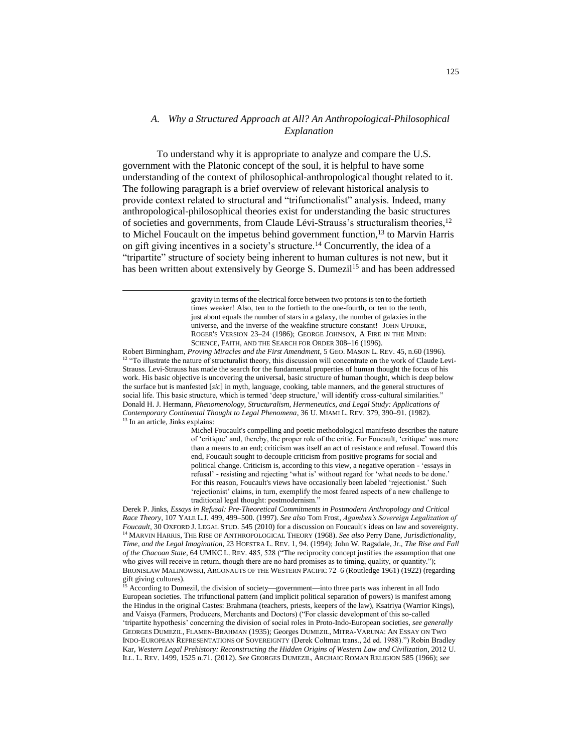### *A. Why a Structured Approach at All? An Anthropological-Philosophical Explanation*

To understand why it is appropriate to analyze and compare the U.S. government with the Platonic concept of the soul, it is helpful to have some understanding of the context of philosophical-anthropological thought related to it. The following paragraph is a brief overview of relevant historical analysis to provide context related to structural and "trifunctionalist" analysis. Indeed, many anthropological-philosophical theories exist for understanding the basic structures of societies and governments, from Claude Lévi-Strauss's structuralism theories,[12] to Michel Foucault on the impetus behind government function,[13] to Marvin Harris on gift giving incentives in a society's structure.[14] Concurrently, the idea of a "tripartite" structure of society being inherent to human cultures is not new, but it has been written about extensively by George S. Dumezil[15] and has been addressed

> gravity in terms of the electrical force between two protons is ten to the fortieth times weaker! Also, ten to the fortieth to the one-fourth, or ten to the tenth, just about equals the number of stars in a galaxy, the number of galaxies in the universe, and the inverse of the weakfine structure constant! JOHN UPDIKE, ROGER'S VERSION 23–24 (1986); GEORGE JOHNSON, A FIRE IN THE MIND: SCIENCE, FAITH, AND THE SEARCH FOR ORDER 308–16 (1996).

Robert Birmingham, *Proving Miracles and the First Amendment*, 5 GEO. MASON L. REV. 45, n.60 (1996).

[12] "To illustrate the nature of structuralist theory, this discussion will concentrate on the work of Claude Levi-Strauss. Levi-Strauss has made the search for the fundamental properties of human thought the focus of his work. His basic objective is uncovering the universal, basic structure of human thought, which is deep below the surface but is manfested [*sic*] in myth, language, cooking, table manners, and the general structures of social life. This basic structure, which is termed 'deep structure,' will identify cross-cultural similarities." Donald H. J. Hermann, *Phenomenology, Structuralism, Hermeneutics, and Legal Study: Applications of Contemporary Continental Thought to Legal Phenomena*, 36 U. MIAMI L. REV. 379, 390–91. (1982).

[13] In an article, Jinks explains:

> Michel Foucault's compelling and poetic methodological manifesto describes the nature of 'critique' and, thereby, the proper role of the critic. For Foucault, 'critique' was more than a means to an end; criticism was itself an act of resistance and refusal. Toward this end, Foucault sought to decouple criticism from positive programs for social and political change. Criticism is, according to this view, a negative operation - 'essays in refusal' - resisting and rejecting 'what is' without regard for 'what needs to be done.' For this reason, Foucault's views have occasionally been labeled 'rejectionist.' Such 'rejectionist' claims, in turn, exemplify the most feared aspects of a new challenge to traditional legal thought: postmodernism."

Derek P. Jinks, *Essays in Refusal: Pre-Theoretical Commitments in Postmodern Anthropology and Critical Race Theory*, 107 YALE L.J. 499, 499–500. (1997). *See also* Tom Frost, *Agamben's Sovereign Legalization of Foucault*, 30 OXFORD J. LEGAL STUD. 545 (2010) for a discussion on Foucault's ideas on law and sovereignty.

[14] MARVIN HARRIS, THE RISE OF ANTHROPOLOGICAL THEORY (1968). *See also* Perry Dane, *Jurisdictionality, Time, and the Legal Imagination*, 23 HOFSTRA L. REV. 1, 94. (1994); John W. Ragsdale, Jr., *The Rise and Fall of the Chacoan State*, 64 UMKC L. REV. 485, 528 ("The reciprocity concept justifies the assumption that one who gives will receive in return, though there are no hard promises as to timing, quality, or quantity."); BRONISLAW MALINOWSKI, ARGONAUTS OF THE WESTERN PACIFIC 72–6 (Routledge 1961) (1922) (regarding gift giving cultures).

[15] According to Dumezil, the division of society—government—into three parts was inherent in all Indo European societies. The trifunctional pattern (and implicit political separation of powers) is manifest among the Hindus in the original Castes: Brahmana (teachers, priests, keepers of the law), Ksatriya (Warrior Kings), and Vaisya (Farmers, Producers, Merchants and Doctors) ("For classic development of this so-called 'tripartite hypothesis' concerning the division of social roles in Proto-Indo-European societies, *see generally* GEORGES DUMEZIL, FLAMEN-BRAHMAN (1935); Georges DUMEZIL, MITRA-VARUNA: AN ESSAY ON TWO INDO-EUROPEAN REPRESENTATIONS OF SOVEREIGNTY (Derek Coltman trans., 2d ed. 1988).") Robin Bradley Kar, *Western Legal Prehistory: Reconstructing the Hidden Origins of Western Law and Civilization*, 2012 U. ILL. L. REV. 1499, 1525 n.71. (2012). *See* GEORGES DUMEZIL, ARCHAIC ROMAN RELIGION 585 (1966); *see*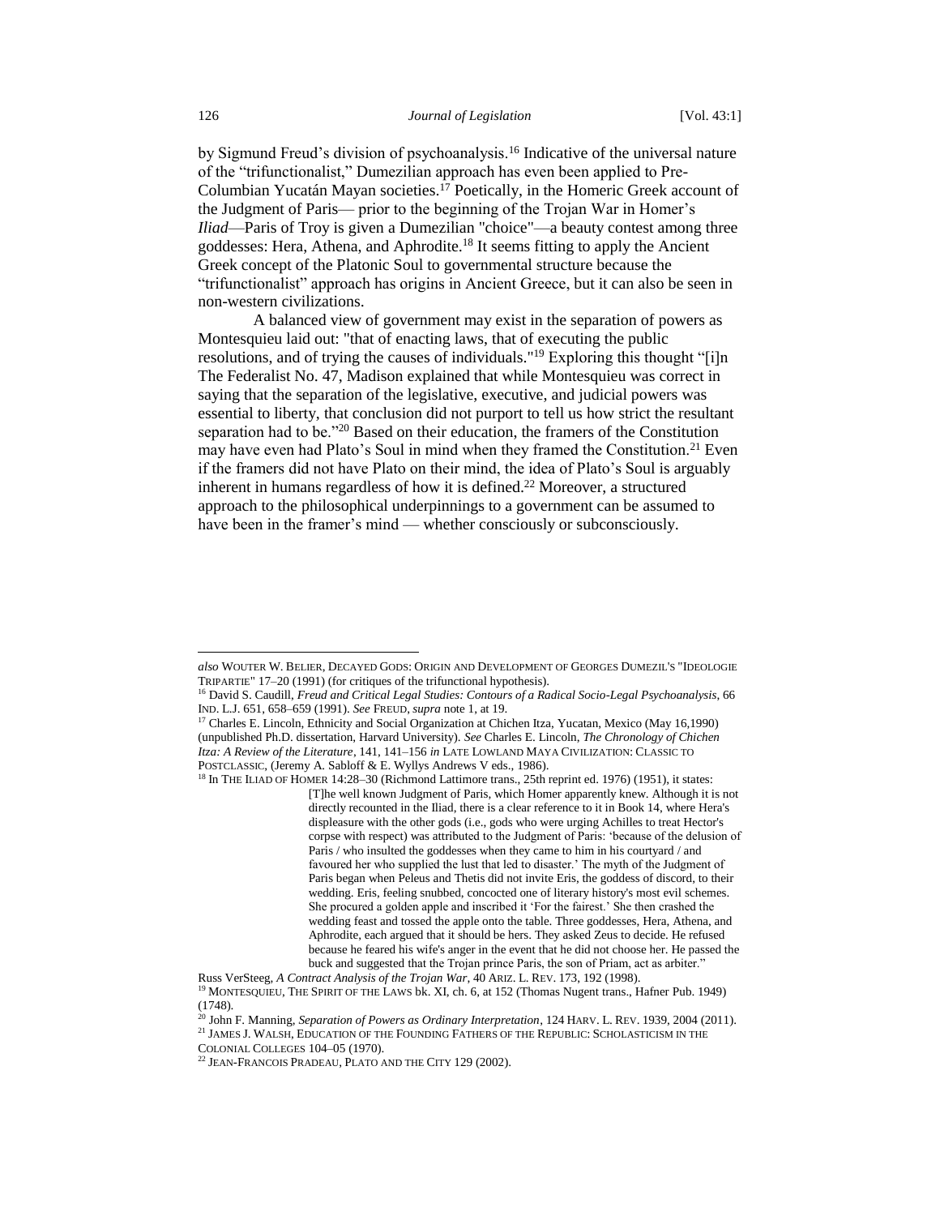by Sigmund Freud's division of psychoanalysis.[16] Indicative of the universal nature of the "trifunctionalist," Dumezilian approach has even been applied to Pre-Columbian Yucatán Mayan societies.[17] Poetically, in the Homeric Greek account of the Judgment of Paris— prior to the beginning of the Trojan War in Homer's *Iliad*—Paris of Troy is given a Dumezilian "choice"—a beauty contest among three goddesses: Hera, Athena, and Aphrodite.[18] It seems fitting to apply the Ancient Greek concept of the Platonic Soul to governmental structure because the "trifunctionalist" approach has origins in Ancient Greece, but it can also be seen in non-western civilizations.

A balanced view of government may exist in the separation of powers as Montesquieu laid out: "that of enacting laws, that of executing the public resolutions, and of trying the causes of individuals."[19] Exploring this thought "[i]n The Federalist No. 47, Madison explained that while Montesquieu was correct in saying that the separation of the legislative, executive, and judicial powers was essential to liberty, that conclusion did not purport to tell us how strict the resultant separation had to be."[20] Based on their education, the framers of the Constitution may have even had Plato's Soul in mind when they framed the Constitution.[21] Even if the framers did not have Plato on their mind, the idea of Plato's Soul is arguably inherent in humans regardless of how it is defined.[22] Moreover, a structured approach to the philosophical underpinnings to a government can be assumed to have been in the framer's mind — whether consciously or subconsciously.

---

*also* WOUTER W. BELIER, DECAYED GODS: ORIGIN AND DEVELOPMENT OF GEORGES DUMEZIL'S "IDEOLOGIE TRIPARTIE" 17–20 (1991) (for critiques of the trifunctional hypothesis).

[16] David S. Caudill, *Freud and Critical Legal Studies: Contours of a Radical Socio-Legal Psychoanalysis*, 66 IND. L.J. 651, 658–659 (1991). *See* FREUD, *supra* note 1, at 19.

[17] Charles E. Lincoln, Ethnicity and Social Organization at Chichen Itza, Yucatan, Mexico (May 16,1990) (unpublished Ph.D. dissertation, Harvard University). *See* Charles E. Lincoln, *The Chronology of Chichen Itza: A Review of the Literature*, 141, 141–156 *in* LATE LOWLAND MAYA CIVILIZATION: CLASSIC TO POSTCLASSIC, (Jeremy A. Sabloff & E. Wyllys Andrews V eds., 1986).

[18] In THE ILIAD OF HOMER 14:28–30 (Richmond Lattimore trans., 25th reprint ed. 1976) (1951), it states:

> [T]he well known Judgment of Paris, which Homer apparently knew. Although it is not directly recounted in the Iliad, there is a clear reference to it in Book 14, where Hera's displeasure with the other gods (i.e., gods who were urging Achilles to treat Hector's corpse with respect) was attributed to the Judgment of Paris: 'because of the delusion of Paris / who insulted the goddesses when they came to him in his courtyard / and favoured her who supplied the lust that led to disaster.' The myth of the Judgment of Paris began when Peleus and Thetis did not invite Eris, the goddess of discord, to their wedding. Eris, feeling snubbed, concocted one of literary history's most evil schemes. She procured a golden apple and inscribed it 'For the fairest.' She then crashed the wedding feast and tossed the apple onto the table. Three goddesses, Hera, Athena, and Aphrodite, each argued that it should be hers. They asked Zeus to decide. He refused because he feared his wife's anger in the event that he did not choose her. He passed the buck and suggested that the Trojan prince Paris, the son of Priam, act as arbiter."

Russ VerSteeg, *A Contract Analysis of the Trojan War*, 40 ARIZ. L. REV. 173, 192 (1998).

[19] MONTESQUIEU, THE SPIRIT OF THE LAWS bk. XI, ch. 6, at 152 (Thomas Nugent trans., Hafner Pub. 1949) (1748).

[20] John F. Manning, *Separation of Powers as Ordinary Interpretation*, 124 HARV. L. REV. 1939, 2004 (2011).

[21] JAMES J. WALSH, EDUCATION OF THE FOUNDING FATHERS OF THE REPUBLIC: SCHOLASTICISM IN THE COLONIAL COLLEGES 104–05 (1970).

[22] JEAN-FRANCOIS PRADEAU, PLATO AND THE CITY 129 (2002).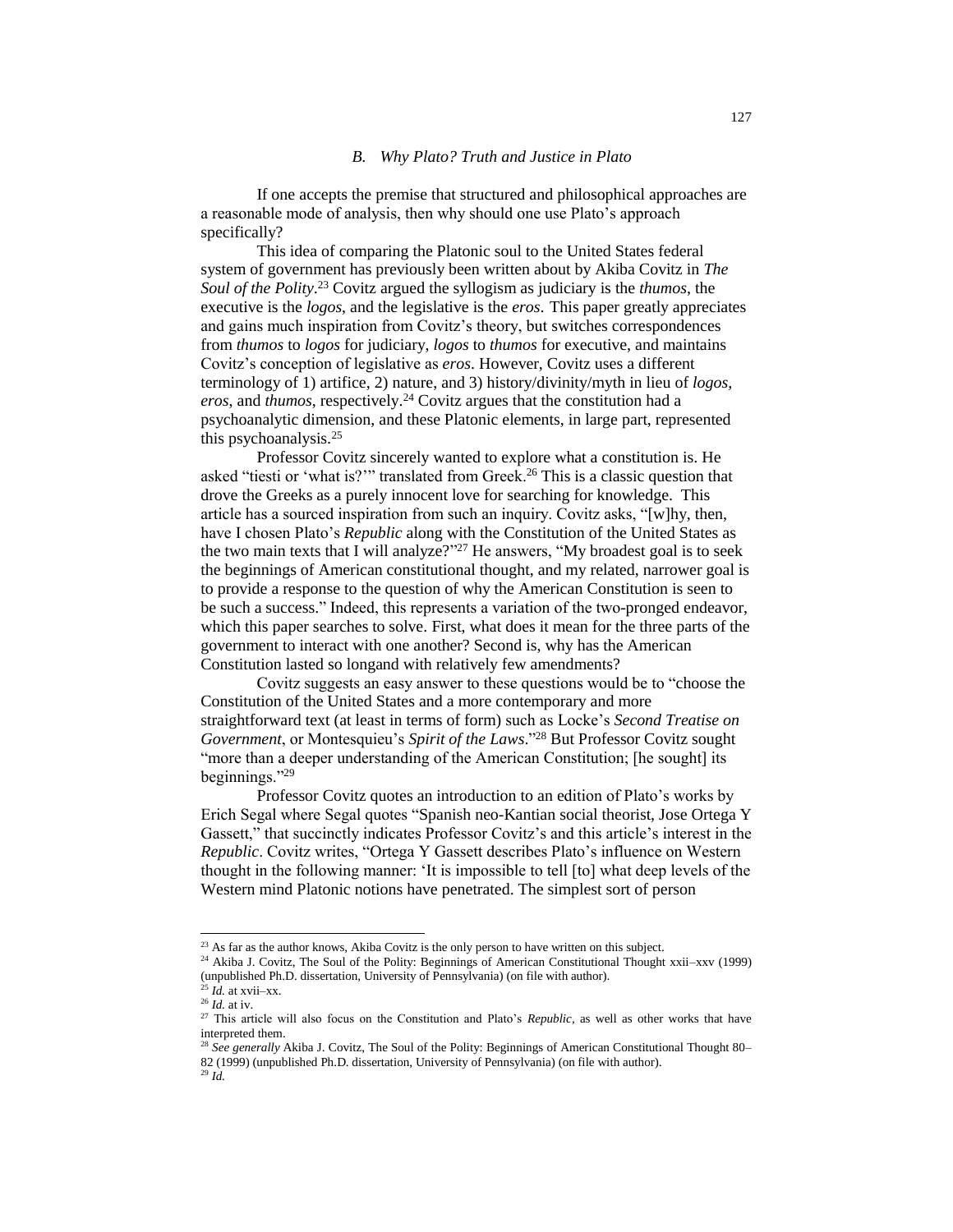### *B. Why Plato? Truth and Justice in Plato*

If one accepts the premise that structured and philosophical approaches are a reasonable mode of analysis, then why should one use Plato's approach specifically?

This idea of comparing the Platonic soul to the United States federal system of government has previously been written about by Akiba Covitz in *The Soul of the Polity*.[23] Covitz argued the syllogism as judiciary is the *thumos*, the executive is the *logos*, and the legislative is the *eros*. This paper greatly appreciates and gains much inspiration from Covitz's theory, but switches correspondences from *thumos* to *logos* for judiciary, *logos* to *thumos* for executive, and maintains Covitz's conception of legislative as *eros*. However, Covitz uses a different terminology of 1) artifice, 2) nature, and 3) history/divinity/myth in lieu of *logos*, *eros*, and *thumos*, respectively.[24] Covitz argues that the constitution had a psychoanalytic dimension, and these Platonic elements, in large part, represented this psychoanalysis.[25]

Professor Covitz sincerely wanted to explore what a constitution is. He asked "tiesti or 'what is?'" translated from Greek.[26] This is a classic question that drove the Greeks as a purely innocent love for searching for knowledge. This article has a sourced inspiration from such an inquiry. Covitz asks, "[w]hy, then, have I chosen Plato's *Republic* along with the Constitution of the United States as the two main texts that I will analyze?"[27] He answers, "My broadest goal is to seek the beginnings of American constitutional thought, and my related, narrower goal is to provide a response to the question of why the American Constitution is seen to be such a success." Indeed, this represents a variation of the two-pronged endeavor, which this paper searches to solve. First, what does it mean for the three parts of the government to interact with one another? Second is, why has the American Constitution lasted so longand with relatively few amendments?

Covitz suggests an easy answer to these questions would be to "choose the Constitution of the United States and a more contemporary and more straightforward text (at least in terms of form) such as Locke's *Second Treatise on Government*, or Montesquieu's *Spirit of the Laws*."[28] But Professor Covitz sought "more than a deeper understanding of the American Constitution; [he sought] its beginnings."[29]

Professor Covitz quotes an introduction to an edition of Plato's works by Erich Segal where Segal quotes "Spanish neo-Kantian social theorist, Jose Ortega Y Gassett," that succinctly indicates Professor Covitz's and this article's interest in the *Republic*. Covitz writes, "Ortega Y Gassett describes Plato's influence on Western thought in the following manner: 'It is impossible to tell [to] what deep levels of the Western mind Platonic notions have penetrated. The simplest sort of person

---

[23] As far as the author knows, Akiba Covitz is the only person to have written on this subject.

[24] Akiba J. Covitz, The Soul of the Polity: Beginnings of American Constitutional Thought xxii–xxv (1999) (unpublished Ph.D. dissertation, University of Pennsylvania) (on file with author).

[25] *Id.* at xvii–xx.

[26] *Id.* at iv.

[27] This article will also focus on the Constitution and Plato's *Republic*, as well as other works that have interpreted them.

[28] *See generally* Akiba J. Covitz, The Soul of the Polity: Beginnings of American Constitutional Thought 80–82 (1999) (unpublished Ph.D. dissertation, University of Pennsylvania) (on file with author).

[29] *Id.*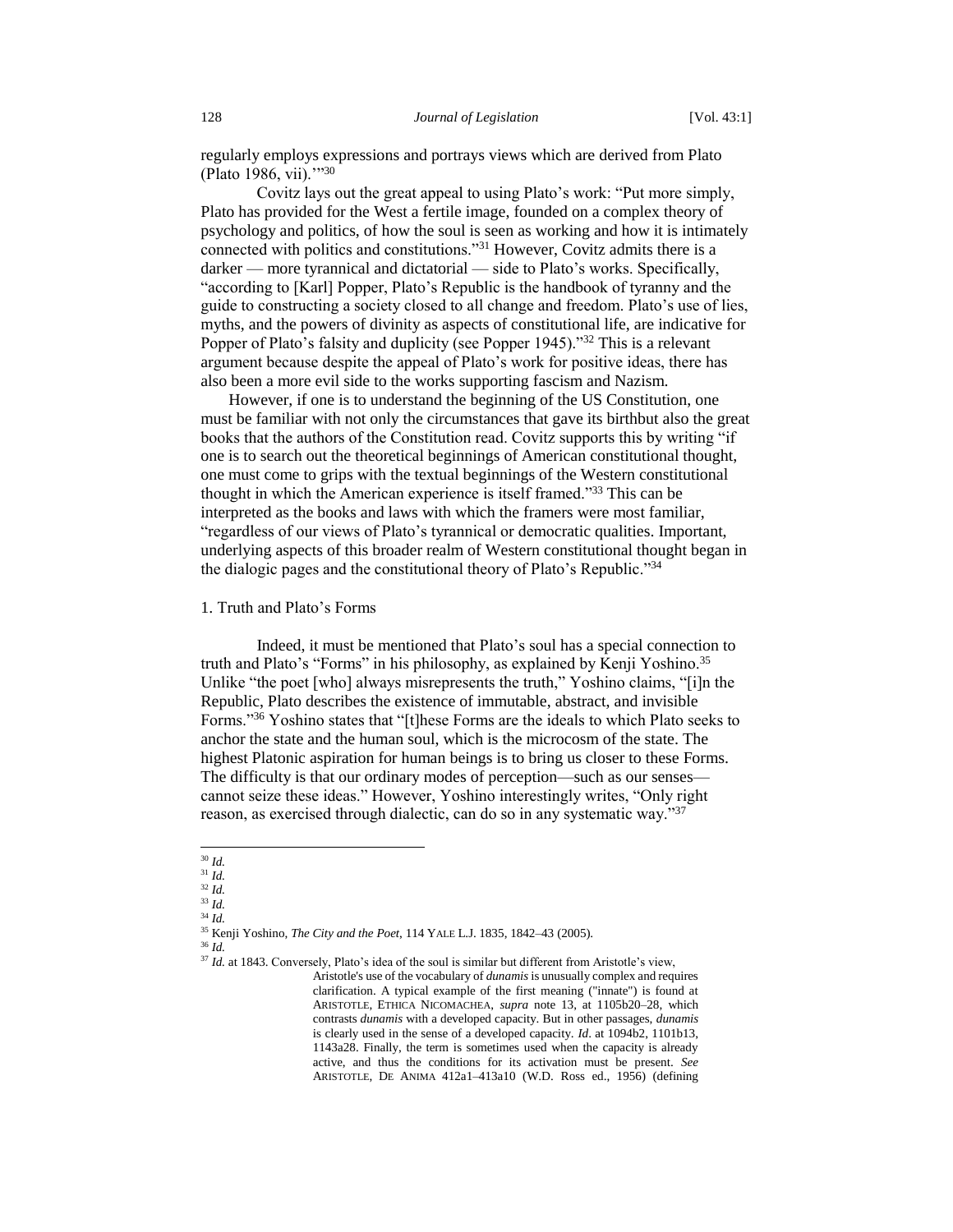regularly employs expressions and portrays views which are derived from Plato (Plato 1986, vii).'"[30]

Covitz lays out the great appeal to using Plato's work: "Put more simply, Plato has provided for the West a fertile image, founded on a complex theory of psychology and politics, of how the soul is seen as working and how it is intimately connected with politics and constitutions."[31] However, Covitz admits there is a darker — more tyrannical and dictatorial — side to Plato's works. Specifically, "according to [Karl] Popper, Plato's Republic is the handbook of tyranny and the guide to constructing a society closed to all change and freedom. Plato's use of lies, myths, and the powers of divinity as aspects of constitutional life, are indicative for Popper of Plato's falsity and duplicity (see Popper 1945)."[32] This is a relevant argument because despite the appeal of Plato's work for positive ideas, there has also been a more evil side to the works supporting fascism and Nazism.

However, if one is to understand the beginning of the US Constitution, one must be familiar with not only the circumstances that gave its birthbut also the great books that the authors of the Constitution read. Covitz supports this by writing "if one is to search out the theoretical beginnings of American constitutional thought, one must come to grips with the textual beginnings of the Western constitutional thought in which the American experience is itself framed."[33] This can be interpreted as the books and laws with which the framers were most familiar, "regardless of our views of Plato's tyrannical or democratic qualities. Important, underlying aspects of this broader realm of Western constitutional thought began in the dialogic pages and the constitutional theory of Plato's Republic."[34]

1. Truth and Plato's Forms

Indeed, it must be mentioned that Plato's soul has a special connection to truth and Plato's "Forms" in his philosophy, as explained by Kenji Yoshino.[35] Unlike "the poet [who] always misrepresents the truth," Yoshino claims, "[i]n the Republic, Plato describes the existence of immutable, abstract, and invisible Forms."[36] Yoshino states that "[t]hese Forms are the ideals to which Plato seeks to anchor the state and the human soul, which is the microcosm of the state. The highest Platonic aspiration for human beings is to bring us closer to these Forms. The difficulty is that our ordinary modes of perception—such as our senses—cannot seize these ideas." However, Yoshino interestingly writes, "Only right reason, as exercised through dialectic, can do so in any systematic way."[37]

---

[30] *Id.*

[31] *Id.*

[32] *Id.*

[33] *Id.*

[34] *Id.*

[35] Kenji Yoshino, *The City and the Poet*, 114 YALE L.J. 1835, 1842–43 (2005).

[36] *Id.*

[37] *Id.* at 1843. Conversely, Plato's idea of the soul is similar but different from Aristotle's view,

> Aristotle's use of the vocabulary of *dunamis* is unusually complex and requires clarification. A typical example of the first meaning ("innate") is found at ARISTOTLE, ETHICA NICOMACHEA, *supra* note 13, at 1105b20–28, which contrasts *dunamis* with a developed capacity. But in other passages, *dunamis* is clearly used in the sense of a developed capacity. *Id*. at 1094b2, 1101b13, 1143a28. Finally, the term is sometimes used when the capacity is already active, and thus the conditions for its activation must be present. *See* ARISTOTLE, DE ANIMA 412a1–413a10 (W.D. Ross ed., 1956) (defining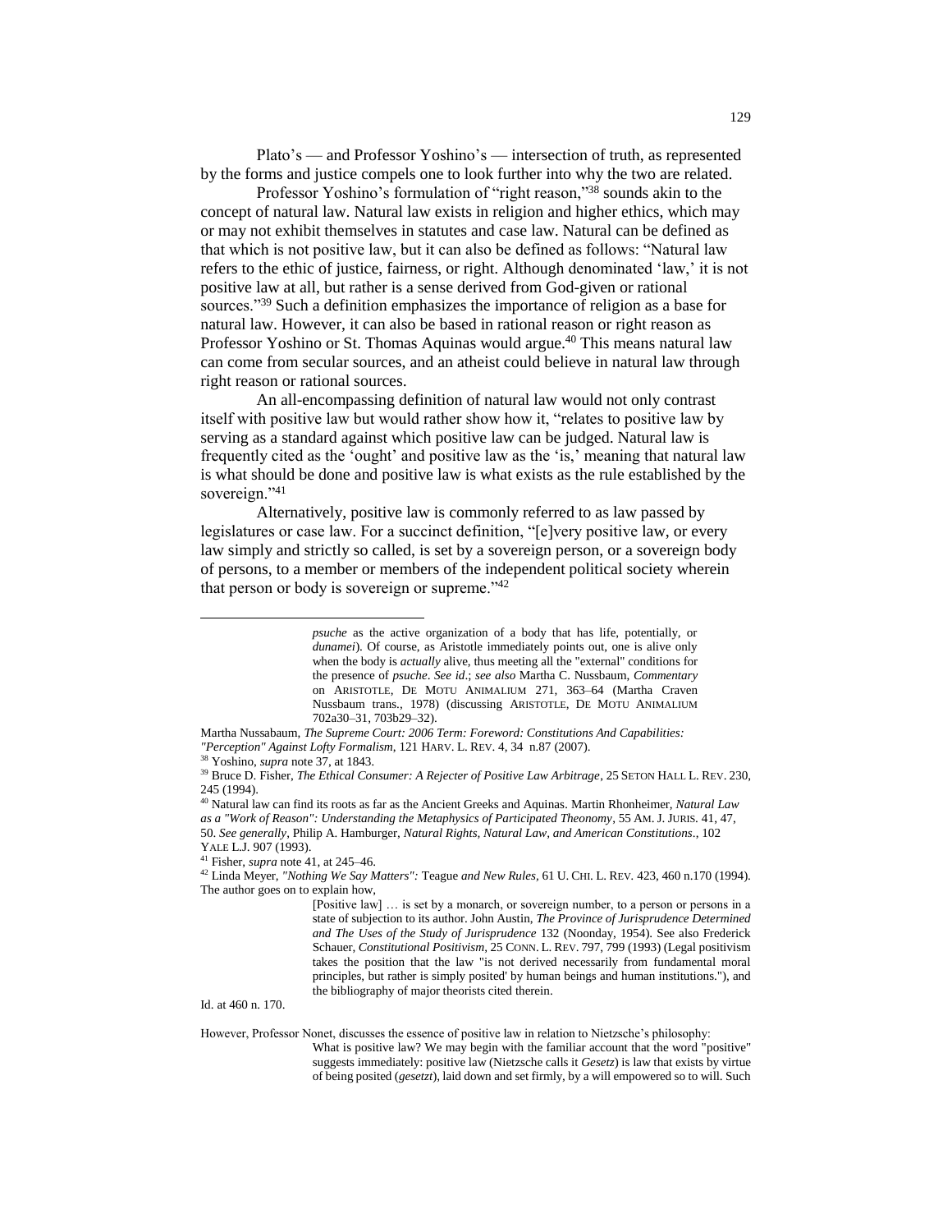Plato's — and Professor Yoshino's — intersection of truth, as represented by the forms and justice compels one to look further into why the two are related.

Professor Yoshino's formulation of "right reason,"[38] sounds akin to the concept of natural law. Natural law exists in religion and higher ethics, which may or may not exhibit themselves in statutes and case law. Natural can be defined as that which is not positive law, but it can also be defined as follows: "Natural law refers to the ethic of justice, fairness, or right. Although denominated 'law,' it is not positive law at all, but rather is a sense derived from God-given or rational sources."[39] Such a definition emphasizes the importance of religion as a base for natural law. However, it can also be based in rational reason or right reason as Professor Yoshino or St. Thomas Aquinas would argue.[40] This means natural law can come from secular sources, and an atheist could believe in natural law through right reason or rational sources.

An all-encompassing definition of natural law would not only contrast itself with positive law but would rather show how it, "relates to positive law by serving as a standard against which positive law can be judged. Natural law is frequently cited as the 'ought' and positive law as the 'is,' meaning that natural law is what should be done and positive law is what exists as the rule established by the sovereign."[41]

Alternatively, positive law is commonly referred to as law passed by legislatures or case law. For a succinct definition, "[e]very positive law, or every law simply and strictly so called, is set by a sovereign person, or a sovereign body of persons, to a member or members of the independent political society wherein that person or body is sovereign or supreme."[42]

---

> *psuche* as the active organization of a body that has life, potentially, or *dunamei*). Of course, as Aristotle immediately points out, one is alive only when the body is *actually* alive, thus meeting all the "external" conditions for the presence of *psuche*. *See id*.; *see also* Martha C. Nussbaum, *Commentary* on ARISTOTLE, DE MOTU ANIMALIUM 271, 363–64 (Martha Craven Nussbaum trans., 1978) (discussing ARISTOTLE, DE MOTU ANIMALIUM 702a30–31, 703b29–32).

Martha Nussbaum, *The Supreme Court: 2006 Term: Foreword: Constitutions And Capabilities: "Perception" Against Lofty Formalism*, 121 HARV. L. REV. 4, 34 n.87 (2007).

[38] Yoshino, *supra* note 37, at 1843.

[39] Bruce D. Fisher, *The Ethical Consumer: A Rejecter of Positive Law Arbitrage*, 25 SETON HALL L. REV. 230, 245 (1994).

[40] Natural law can find its roots as far as the Ancient Greeks and Aquinas. Martin Rhonheimer, *Natural Law as a "Work of Reason": Understanding the Metaphysics of Participated Theonomy*, 55 AM. J. JURIS. 41, 47, 50. *See generally*, Philip A. Hamburger, *Natural Rights, Natural Law, and American Constitutions*., 102 YALE L.J. 907 (1993).

[41] Fisher, *supra* note 41, at 245–46.

[42] Linda Meyer, *"Nothing We Say Matters": Teague and New Rules*, 61 U. CHI. L. REV. 423, 460 n.170 (1994). The author goes on to explain how,

> [Positive law] … is set by a monarch, or sovereign number, to a person or persons in a state of subjection to its author. John Austin, *The Province of Jurisprudence Determined and The Uses of the Study of Jurisprudence* 132 (Noonday, 1954). See also Frederick Schauer, *Constitutional Positivism*, 25 CONN. L. REV. 797, 799 (1993) (Legal positivism takes the position that the law "is not derived necessarily from fundamental moral principles, but rather is simply posited' by human beings and human institutions."), and the bibliography of major theorists cited therein.

Id. at 460 n. 170.

However, Professor Nonet, discusses the essence of positive law in relation to Nietzsche's philosophy:

> What is positive law? We may begin with the familiar account that the word "positive" suggests immediately: positive law (Nietzsche calls it *Gesetz*) is law that exists by virtue of being posited (*gesetzt*), laid down and set firmly, by a will empowered so to will. Such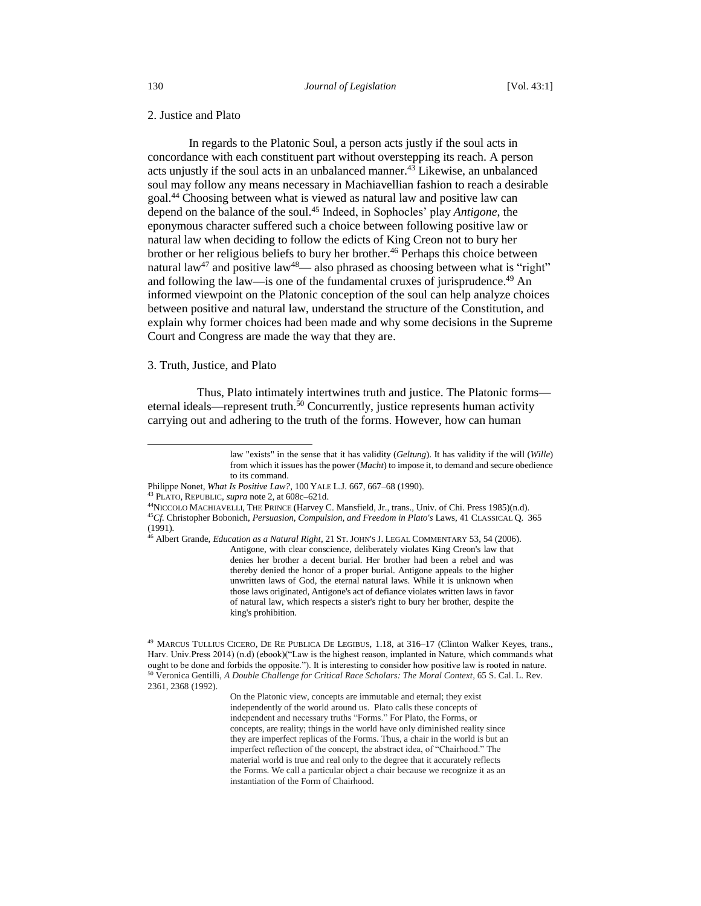2. Justice and Plato

In regards to the Platonic Soul, a person acts justly if the soul acts in concordance with each constituent part without overstepping its reach. A person acts unjustly if the soul acts in an unbalanced manner.[43] Likewise, an unbalanced soul may follow any means necessary in Machiavellian fashion to reach a desirable goal.[44] Choosing between what is viewed as natural law and positive law can depend on the balance of the soul.[45] Indeed, in Sophocles' play *Antigone*, the eponymous character suffered such a choice between following positive law or natural law when deciding to follow the edicts of King Creon not to bury her brother or her religious beliefs to bury her brother.[46] Perhaps this choice between natural law[47] and positive law[48]— also phrased as choosing between what is "right" and following the law—is one of the fundamental cruxes of jurisprudence.[49] An informed viewpoint on the Platonic conception of the soul can help analyze choices between positive and natural law, understand the structure of the Constitution, and explain why former choices had been made and why some decisions in the Supreme Court and Congress are made the way that they are.

3. Truth, Justice, and Plato

Thus, Plato intimately intertwines truth and justice. The Platonic forms—eternal ideals—represent truth.[50] Concurrently, justice represents human activity carrying out and adhering to the truth of the forms. However, how can human

---

> law "exists" in the sense that it has validity (*Geltung*). It has validity if the will (*Wille*) from which it issues has the power (*Macht*) to impose it, to demand and secure obedience to its command.

Philippe Nonet, *What Is Positive Law?*, 100 YALE L.J. 667, 667–68 (1990).

[43] PLATO, REPUBLIC, *supra* note 2, at 608c–621d.

[44] NICCOLO MACHIAVELLI, THE PRINCE (Harvey C. Mansfield, Jr., trans., Univ. of Chi. Press 1985)(n.d).

[45] *Cf.* Christopher Bobonich, *Persuasion, Compulsion, and Freedom in Plato's* Laws, 41 CLASSICAL Q. 365 (1991).

[46] Albert Grande, *Education as a Natural Right*, 21 ST. JOHN'S J. LEGAL COMMENTARY 53, 54 (2006).

> Antigone, with clear conscience, deliberately violates King Creon's law that denies her brother a decent burial. Her brother had been a rebel and was thereby denied the honor of a proper burial. Antigone appeals to the higher unwritten laws of God, the eternal natural laws. While it is unknown when those laws originated, Antigone's act of defiance violates written laws in favor of natural law, which respects a sister's right to bury her brother, despite the king's prohibition.

[49] MARCUS TULLIUS CICERO, DE RE PUBLICA DE LEGIBUS, 1.18, at 316–17 (Clinton Walker Keyes, trans., Harv. Univ.Press 2014) (n.d) (ebook)("Law is the highest reason, implanted in Nature, which commands what ought to be done and forbids the opposite."). It is interesting to consider how positive law is rooted in nature.

[50] Veronica Gentilli, *A Double Challenge for Critical Race Scholars: The Moral Context*, 65 S. Cal. L. Rev. 2361, 2368 (1992).

> On the Platonic view, concepts are immutable and eternal; they exist independently of the world around us. Plato calls these concepts of independent and necessary truths "Forms." For Plato, the Forms, or concepts, are reality; things in the world have only diminished reality since they are imperfect replicas of the Forms. Thus, a chair in the world is but an imperfect reflection of the concept, the abstract idea, of "Chairhood." The material world is true and real only to the degree that it accurately reflects the Forms. We call a particular object a chair because we recognize it as an instantiation of the Form of Chairhood.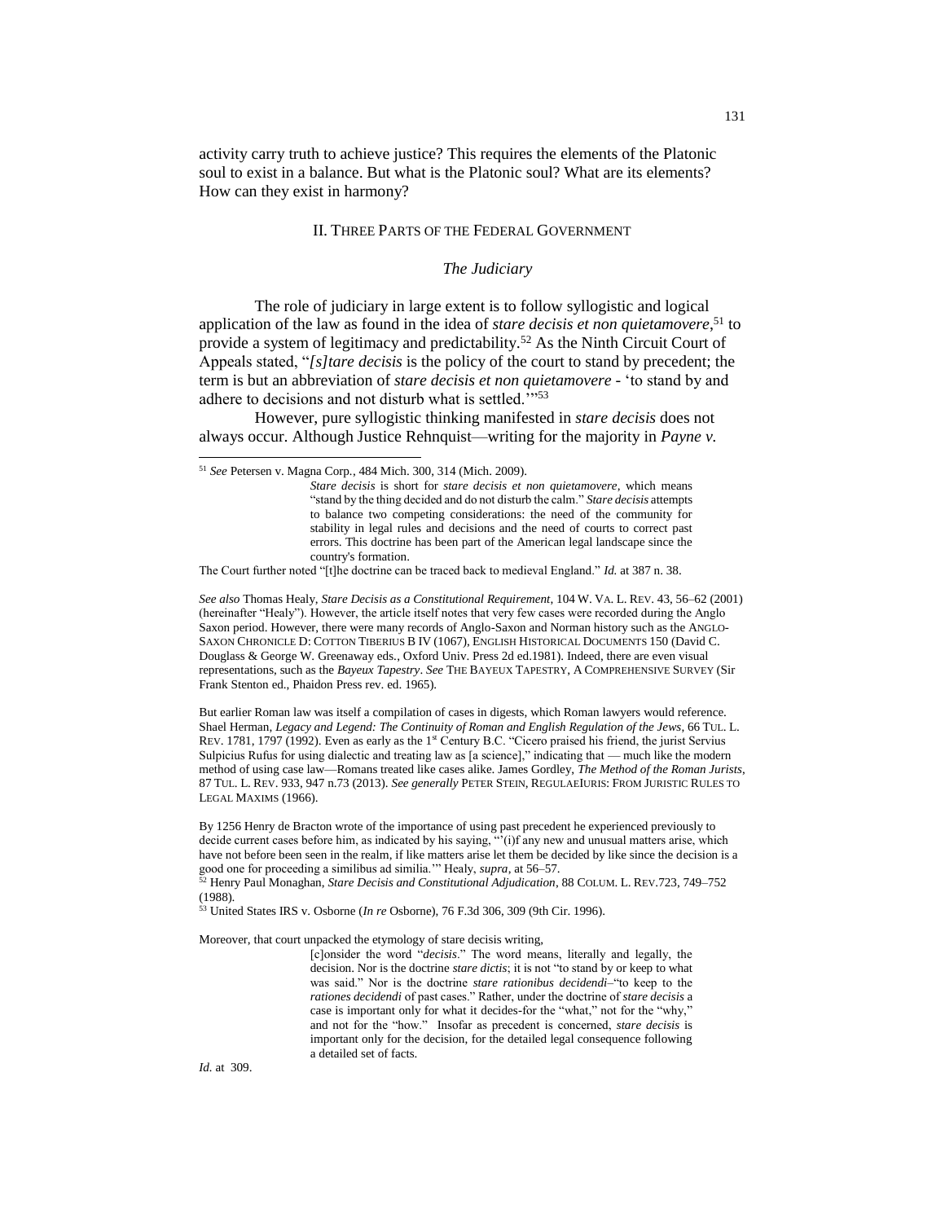activity carry truth to achieve justice? This requires the elements of the Platonic soul to exist in a balance. But what is the Platonic soul? What are its elements? How can they exist in harmony?

## II. Three Parts of the Federal Government

### *The Judiciary*

The role of judiciary in large extent is to follow syllogistic and logical application of the law as found in the idea of *stare decisis et non quietamovere*,[51] to provide a system of legitimacy and predictability.[52] As the Ninth Circuit Court of Appeals stated, "*[s]tare decisis* is the policy of the court to stand by precedent; the term is but an abbreviation of *stare decisis et non quietamovere* - 'to stand by and adhere to decisions and not disturb what is settled.'"[53]

However, pure syllogistic thinking manifested in *stare decisis* does not always occur. Although Justice Rehnquist—writing for the majority in *Payne v.*

---

[51] *See* Petersen v. Magna Corp., 484 Mich. 300, 314 (Mich. 2009).

> *Stare decisis* is short for *stare decisis et non quietamovere*, which means "stand by the thing decided and do not disturb the calm." *Stare decisis* attempts to balance two competing considerations: the need of the community for stability in legal rules and decisions and the need of courts to correct past errors. This doctrine has been part of the American legal landscape since the country's formation.

The Court further noted "[t]he doctrine can be traced back to medieval England." *Id.* at 387 n. 38.

*See also* Thomas Healy, *Stare Decisis as a Constitutional Requirement*, 104 W. VA. L. REV. 43, 56–62 (2001) (hereinafter "Healy"). However, the article itself notes that very few cases were recorded during the Anglo Saxon period. However, there were many records of Anglo-Saxon and Norman history such as the ANGLO-SAXON CHRONICLE D: COTTON TIBERIUS B IV (1067), ENGLISH HISTORICAL DOCUMENTS 150 (David C. Douglass & George W. Greenaway eds., Oxford Univ. Press 2d ed.1981). Indeed, there are even visual representations, such as the *Bayeux Tapestry*. *See* THE BAYEUX TAPESTRY, A COMPREHENSIVE SURVEY (Sir Frank Stenton ed., Phaidon Press rev. ed. 1965).

But earlier Roman law was itself a compilation of cases in digests, which Roman lawyers would reference. Shael Herman, *Legacy and Legend: The Continuity of Roman and English Regulation of the Jews*, 66 TUL. L. REV. 1781, 1797 (1992). Even as early as the 1st Century B.C. "Cicero praised his friend, the jurist Servius Sulpicius Rufus for using dialectic and treating law as [a science]," indicating that — much like the modern method of using case law—Romans treated like cases alike. James Gordley, *The Method of the Roman Jurists*, 87 TUL. L. REV. 933, 947 n.73 (2013). *See generally* PETER STEIN, REGULAEIURIS: FROM JURISTIC RULES TO LEGAL MAXIMS (1966).

By 1256 Henry de Bracton wrote of the importance of using past precedent he experienced previously to decide current cases before him, as indicated by his saying, "'(i)f any new and unusual matters arise, which have not before been seen in the realm, if like matters arise let them be decided by like since the decision is a good one for proceeding a similibus ad similia.'" Healy, *supra*, at 56–57.

[52] Henry Paul Monaghan, *Stare Decisis and Constitutional Adjudication*, 88 COLUM. L. REV.723, 749–752 (1988).

[53] United States IRS v. Osborne (*In re* Osborne), 76 F.3d 306, 309 (9th Cir. 1996).

Moreover, that court unpacked the etymology of stare decisis writing,

> [c]onsider the word "*decisis*." The word means, literally and legally, the decision. Nor is the doctrine *stare dictis*; it is not "to stand by or keep to what was said." Nor is the doctrine *stare rationibus decidendi*–"to keep to the *rationes decidendi* of past cases." Rather, under the doctrine of *stare decisis* a case is important only for what it decides-for the "what," not for the "why," and not for the "how." Insofar as precedent is concerned, *stare decisis* is important only for the decision, for the detailed legal consequence following a detailed set of facts.

*Id.* at 309.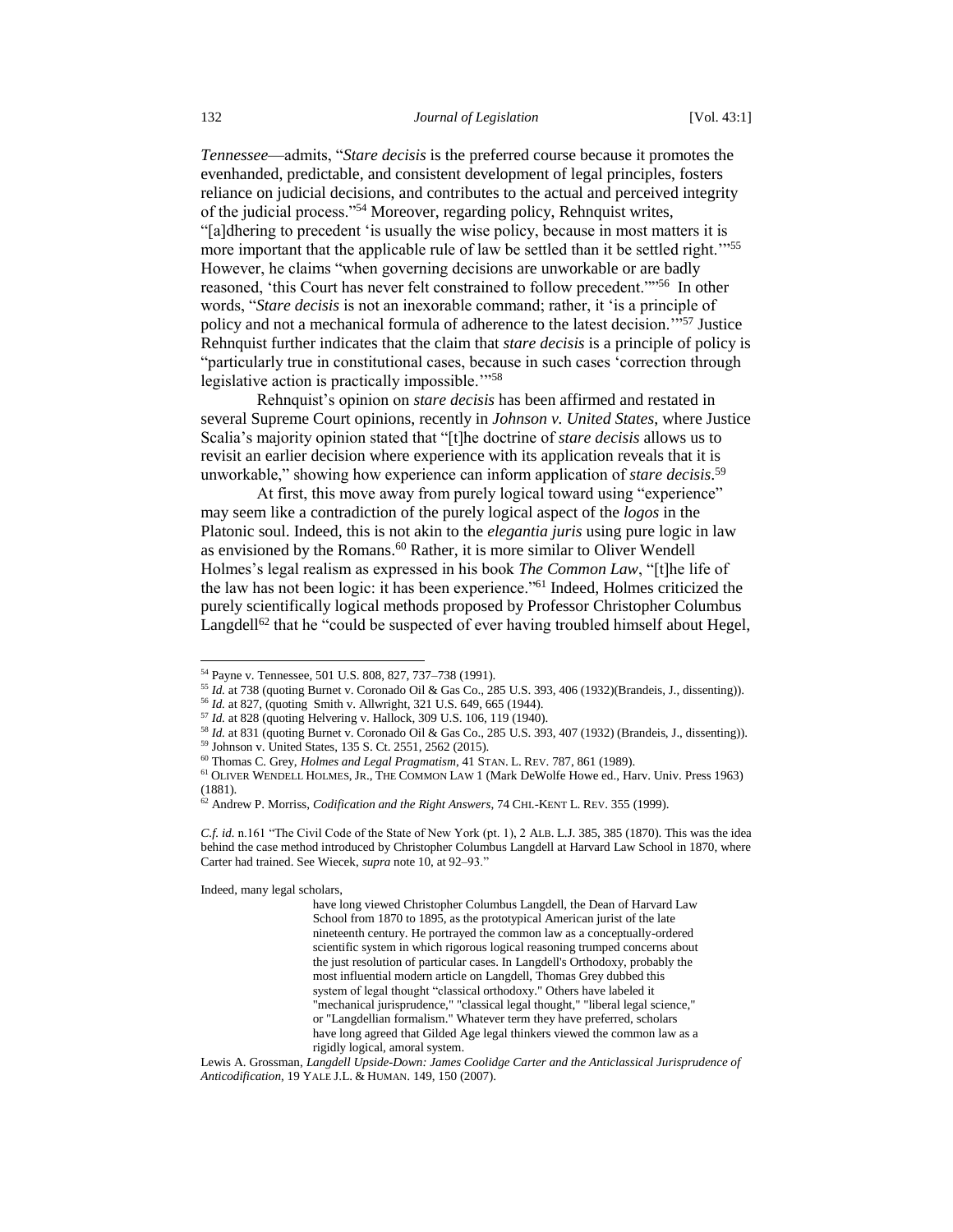*Tennessee*—admits, "*Stare decisis* is the preferred course because it promotes the evenhanded, predictable, and consistent development of legal principles, fosters reliance on judicial decisions, and contributes to the actual and perceived integrity of the judicial process."[54] Moreover, regarding policy, Rehnquist writes, "[a]dhering to precedent 'is usually the wise policy, because in most matters it is more important that the applicable rule of law be settled than it be settled right.'"[55] However, he claims "when governing decisions are unworkable or are badly reasoned, 'this Court has never felt constrained to follow precedent.'"'[56] In other words, "*Stare decisis* is not an inexorable command; rather, it 'is a principle of policy and not a mechanical formula of adherence to the latest decision.'"[57] Justice Rehnquist further indicates that the claim that *stare decisis* is a principle of policy is "particularly true in constitutional cases, because in such cases 'correction through legislative action is practically impossible.'"[58]

Rehnquist's opinion on *stare decisis* has been affirmed and restated in several Supreme Court opinions, recently in *Johnson v. United States*, where Justice Scalia's majority opinion stated that "[t]he doctrine of *stare decisis* allows us to revisit an earlier decision where experience with its application reveals that it is unworkable," showing how experience can inform application of *stare decisis*.[59]

At first, this move away from purely logical toward using "experience" may seem like a contradiction of the purely logical aspect of the *logos* in the Platonic soul. Indeed, this is not akin to the *elegantia juris* using pure logic in law as envisioned by the Romans.[60] Rather, it is more similar to Oliver Wendell Holmes's legal realism as expressed in his book *The Common Law*, "[t]he life of the law has not been logic: it has been experience."[61] Indeed, Holmes criticized the purely scientifically logical methods proposed by Professor Christopher Columbus Langdell[62] that he "could be suspected of ever having troubled himself about Hegel,

---

[54] Payne v. Tennessee, 501 U.S. 808, 827, 737–738 (1991).

[55] *Id.* at 738 (quoting Burnet v. Coronado Oil & Gas Co., 285 U.S. 393, 406 (1932)(Brandeis, J., dissenting)).

[56] *Id.* at 827, (quoting Smith v. Allwright, 321 U.S. 649, 665 (1944).

[57] *Id.* at 828 (quoting Helvering v. Hallock, 309 U.S. 106, 119 (1940).

[58] *Id.* at 831 (quoting Burnet v. Coronado Oil & Gas Co., 285 U.S. 393, 407 (1932) (Brandeis, J., dissenting)).

[59] Johnson v. United States, 135 S. Ct. 2551, 2562 (2015).

[60] Thomas C. Grey, *Holmes and Legal Pragmatism*, 41 STAN. L. REV. 787, 861 (1989).

[61] OLIVER WENDELL HOLMES, JR., THE COMMON LAW 1 (Mark DeWolfe Howe ed., Harv. Univ. Press 1963) (1881).

[62] Andrew P. Morriss, *Codification and the Right Answers*, 74 CHI.-KENT L. REV. 355 (1999).

*C.f. id.* n.161 "The Civil Code of the State of New York (pt. 1), 2 ALB. L.J. 385, 385 (1870). This was the idea behind the case method introduced by Christopher Columbus Langdell at Harvard Law School in 1870, where Carter had trained. See Wiecek, *supra* note 10, at 92–93."

Indeed, many legal scholars,

> have long viewed Christopher Columbus Langdell, the Dean of Harvard Law School from 1870 to 1895, as the prototypical American jurist of the late nineteenth century. He portrayed the common law as a conceptually-ordered scientific system in which rigorous logical reasoning trumped concerns about the just resolution of particular cases. In Langdell's Orthodoxy, probably the most influential modern article on Langdell, Thomas Grey dubbed this system of legal thought "classical orthodoxy." Others have labeled it "mechanical jurisprudence," "classical legal thought," "liberal legal science," or "Langdellian formalism." Whatever term they have preferred, scholars have long agreed that Gilded Age legal thinkers viewed the common law as a rigidly logical, amoral system.

Lewis A. Grossman, *Langdell Upside-Down: James Coolidge Carter and the Anticlassical Jurisprudence of Anticodification*, 19 YALE J.L. & HUMAN. 149, 150 (2007).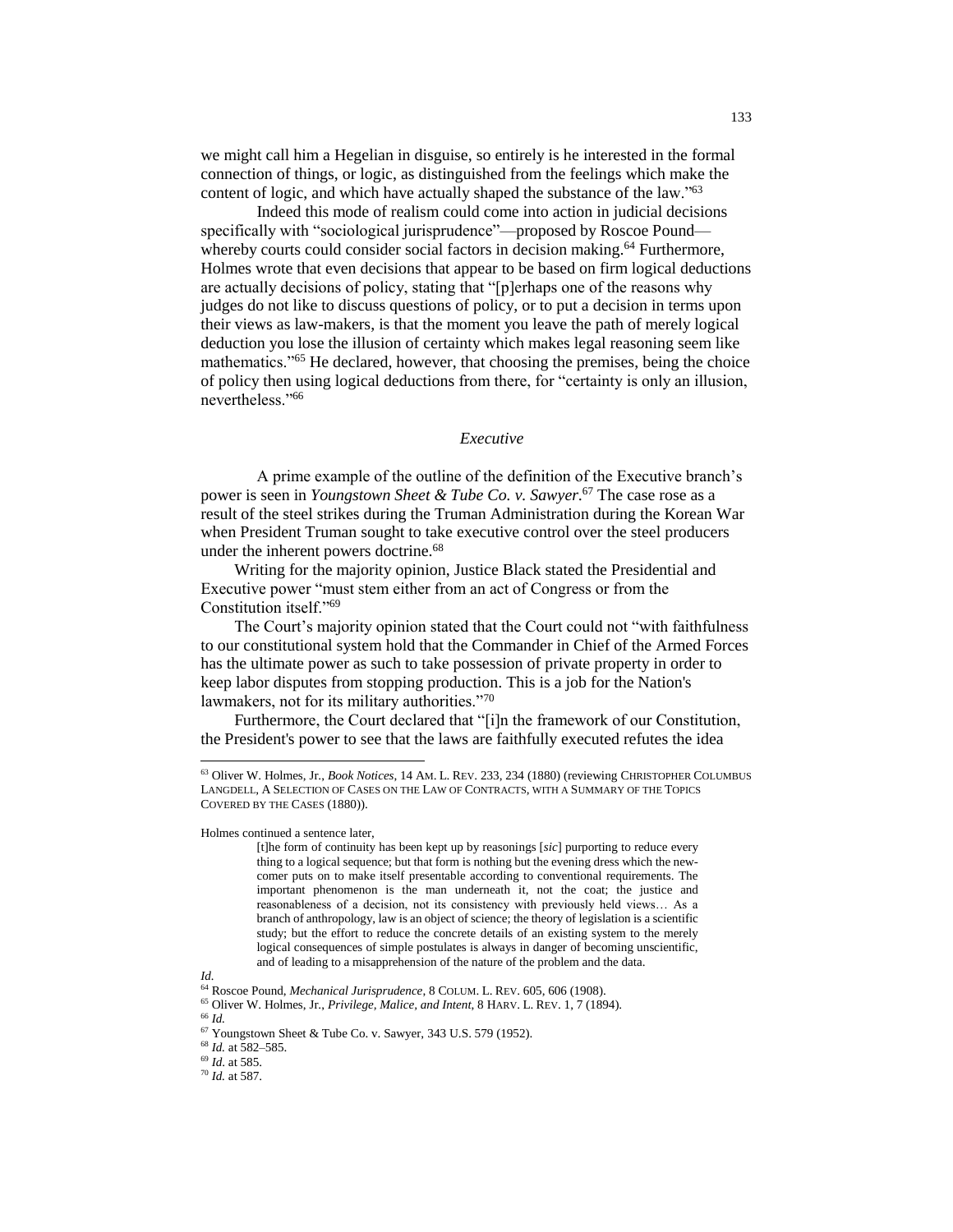we might call him a Hegelian in disguise, so entirely is he interested in the formal connection of things, or logic, as distinguished from the feelings which make the content of logic, and which have actually shaped the substance of the law."[63]

Indeed this mode of realism could come into action in judicial decisions specifically with "sociological jurisprudence"—proposed by Roscoe Pound—whereby courts could consider social factors in decision making.[64] Furthermore, Holmes wrote that even decisions that appear to be based on firm logical deductions are actually decisions of policy, stating that "[p]erhaps one of the reasons why judges do not like to discuss questions of policy, or to put a decision in terms upon their views as law-makers, is that the moment you leave the path of merely logical deduction you lose the illusion of certainty which makes legal reasoning seem like mathematics."[65] He declared, however, that choosing the premises, being the choice of policy then using logical deductions from there, for "certainty is only an illusion, nevertheless."[66]

### *Executive*

A prime example of the outline of the definition of the Executive branch's power is seen in *Youngstown Sheet & Tube Co. v. Sawyer*.[67] The case rose as a result of the steel strikes during the Truman Administration during the Korean War when President Truman sought to take executive control over the steel producers under the inherent powers doctrine.[68]

Writing for the majority opinion, Justice Black stated the Presidential and Executive power "must stem either from an act of Congress or from the Constitution itself."[69]

The Court's majority opinion stated that the Court could not "with faithfulness to our constitutional system hold that the Commander in Chief of the Armed Forces has the ultimate power as such to take possession of private property in order to keep labor disputes from stopping production. This is a job for the Nation's lawmakers, not for its military authorities."[70]

Furthermore, the Court declared that "[i]n the framework of our Constitution, the President's power to see that the laws are faithfully executed refutes the idea

---

[63] Oliver W. Holmes, Jr., *Book Notices*, 14 AM. L. REV. 233, 234 (1880) (reviewing CHRISTOPHER COLUMBUS LANGDELL, A SELECTION OF CASES ON THE LAW OF CONTRACTS, WITH A SUMMARY OF THE TOPICS COVERED BY THE CASES (1880)).

Holmes continued a sentence later,

> [t]he form of continuity has been kept up by reasonings [*sic*] purporting to reduce every thing to a logical sequence; but that form is nothing but the evening dress which the new-comer puts on to make itself presentable according to conventional requirements. The important phenomenon is the man underneath it, not the coat; the justice and reasonableness of a decision, not its consistency with previously held views… As a branch of anthropology, law is an object of science; the theory of legislation is a scientific study; but the effort to reduce the concrete details of an existing system to the merely logical consequences of simple postulates is always in danger of becoming unscientific, and of leading to a misapprehension of the nature of the problem and the data.

*Id.*

[64] Roscoe Pound, *Mechanical Jurisprudence*, 8 COLUM. L. REV. 605, 606 (1908).

[65] Oliver W. Holmes, Jr., *Privilege, Malice, and Intent*, 8 HARV. L. REV. 1, 7 (1894).

[66] *Id.*

[67] Youngstown Sheet & Tube Co. v. Sawyer, 343 U.S. 579 (1952).

[68] *Id.* at 582–585.

[69] *Id.* at 585.

[70] *Id.* at 587.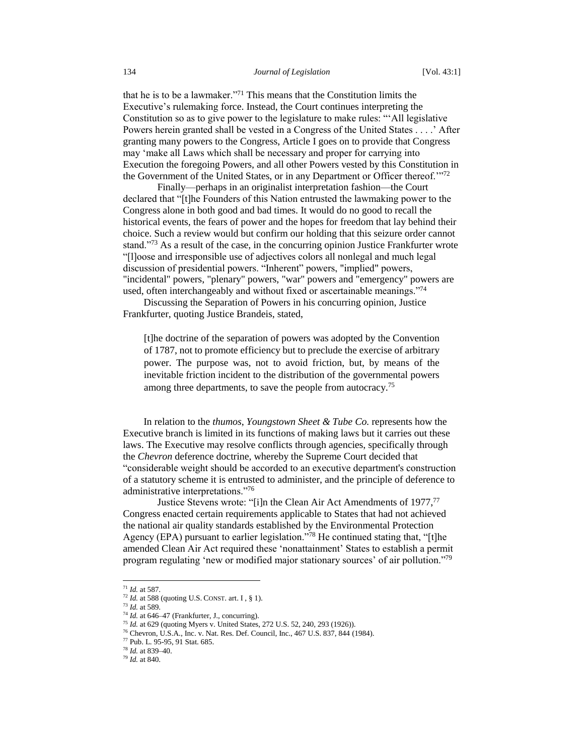that he is to be a lawmaker."[71] This means that the Constitution limits the Executive's rulemaking force. Instead, the Court continues interpreting the Constitution so as to give power to the legislature to make rules: "'All legislative Powers herein granted shall be vested in a Congress of the United States . . . .' After granting many powers to the Congress, Article I goes on to provide that Congress may 'make all Laws which shall be necessary and proper for carrying into Execution the foregoing Powers, and all other Powers vested by this Constitution in the Government of the United States, or in any Department or Officer thereof.'"[72]

Finally—perhaps in an originalist interpretation fashion—the Court declared that "[t]he Founders of this Nation entrusted the lawmaking power to the Congress alone in both good and bad times. It would do no good to recall the historical events, the fears of power and the hopes for freedom that lay behind their choice. Such a review would but confirm our holding that this seizure order cannot stand."[73] As a result of the case, in the concurring opinion Justice Frankfurter wrote "[l]oose and irresponsible use of adjectives colors all nonlegal and much legal discussion of presidential powers. "Inherent" powers, "implied" powers, "incidental" powers, "plenary" powers, "war" powers and "emergency" powers are used, often interchangeably and without fixed or ascertainable meanings."[74]

Discussing the Separation of Powers in his concurring opinion, Justice Frankfurter, quoting Justice Brandeis, stated,

> [t]he doctrine of the separation of powers was adopted by the Convention of 1787, not to promote efficiency but to preclude the exercise of arbitrary power. The purpose was, not to avoid friction, but, by means of the inevitable friction incident to the distribution of the governmental powers among three departments, to save the people from autocracy.[75]

In relation to the *thumos*, *Youngstown Sheet & Tube Co.* represents how the Executive branch is limited in its functions of making laws but it carries out these laws. The Executive may resolve conflicts through agencies, specifically through the *Chevron* deference doctrine, whereby the Supreme Court decided that "considerable weight should be accorded to an executive department's construction of a statutory scheme it is entrusted to administer, and the principle of deference to administrative interpretations."[76]

Justice Stevens wrote: "[i]n the Clean Air Act Amendments of 1977,[77] Congress enacted certain requirements applicable to States that had not achieved the national air quality standards established by the Environmental Protection Agency (EPA) pursuant to earlier legislation."[78] He continued stating that, "[t]he amended Clean Air Act required these 'nonattainment' States to establish a permit program regulating 'new or modified major stationary sources' of air pollution."[79]

---

[71] *Id.* at 587.

[72] *Id.* at 588 (quoting U.S. CONST. art. I , § 1).

[73] *Id.* at 589.

[74] *Id.* at 646–47 (Frankfurter, J., concurring).

[75] *Id.* at 629 (quoting Myers v. United States, 272 U.S. 52, 240, 293 (1926)).

[76] Chevron, U.S.A., Inc. v. Nat. Res. Def. Council, Inc., 467 U.S. 837, 844 (1984).

[77] Pub. L. 95-95, 91 Stat. 685.

[78] *Id.* at 839–40.

[79] *Id.* at 840.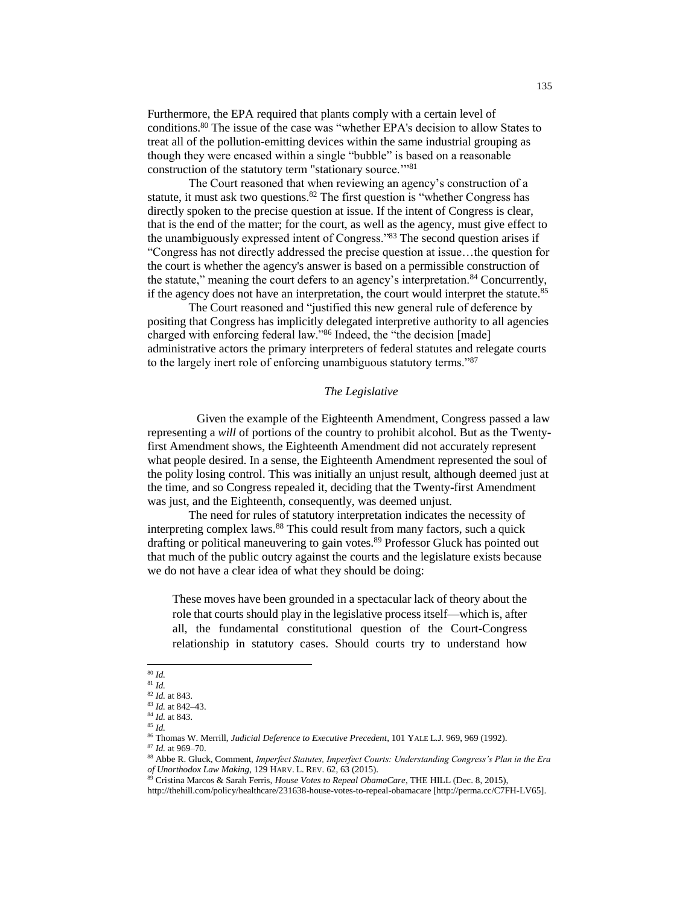Furthermore, the EPA required that plants comply with a certain level of conditions.[80] The issue of the case was "whether EPA's decision to allow States to treat all of the pollution-emitting devices within the same industrial grouping as though they were encased within a single "bubble" is based on a reasonable construction of the statutory term "stationary source.'"[81]

The Court reasoned that when reviewing an agency's construction of a statute, it must ask two questions.[82] The first question is "whether Congress has directly spoken to the precise question at issue. If the intent of Congress is clear, that is the end of the matter; for the court, as well as the agency, must give effect to the unambiguously expressed intent of Congress."[83] The second question arises if "Congress has not directly addressed the precise question at issue…the question for the court is whether the agency's answer is based on a permissible construction of the statute," meaning the court defers to an agency's interpretation.[84] Concurrently, if the agency does not have an interpretation, the court would interpret the statute.[85]

The Court reasoned and "justified this new general rule of deference by positing that Congress has implicitly delegated interpretive authority to all agencies charged with enforcing federal law."[86] Indeed, the "the decision [made] administrative actors the primary interpreters of federal statutes and relegate courts to the largely inert role of enforcing unambiguous statutory terms."[87]

### *The Legislative*

Given the example of the Eighteenth Amendment, Congress passed a law representing a *will* of portions of the country to prohibit alcohol. But as the Twenty-first Amendment shows, the Eighteenth Amendment did not accurately represent what people desired. In a sense, the Eighteenth Amendment represented the soul of the polity losing control. This was initially an unjust result, although deemed just at the time, and so Congress repealed it, deciding that the Twenty-first Amendment was just, and the Eighteenth, consequently, was deemed unjust.

The need for rules of statutory interpretation indicates the necessity of interpreting complex laws.[88] This could result from many factors, such a quick drafting or political maneuvering to gain votes.[89] Professor Gluck has pointed out that much of the public outcry against the courts and the legislature exists because we do not have a clear idea of what they should be doing:

> These moves have been grounded in a spectacular lack of theory about the role that courts should play in the legislative process itself—which is, after all, the fundamental constitutional question of the Court-Congress relationship in statutory cases. Should courts try to understand how

---

[80] *Id.*
[81] *Id.*
[82] *Id.* at 843.
[83] *Id.* at 842–43.
[84] *Id.* at 843.
[85] *Id.*
[86] Thomas W. Merrill, *Judicial Deference to Executive Precedent*, 101 YALE L.J. 969, 969 (1992).
[87] *Id.* at 969–70.
[88] Abbe R. Gluck, Comment, *Imperfect Statutes, Imperfect Courts: Understanding Congress's Plan in the Era of Unorthodox Law Making*, 129 HARV. L. REV. 62, 63 (2015).
[89] Cristina Marcos & Sarah Ferris, *House Votes to Repeal ObamaCare*, THE HILL (Dec. 8, 2015), http://thehill.com/policy/healthcare/231638-house-votes-to-repeal-obamacare [http://perma.cc/C7FH-LV65].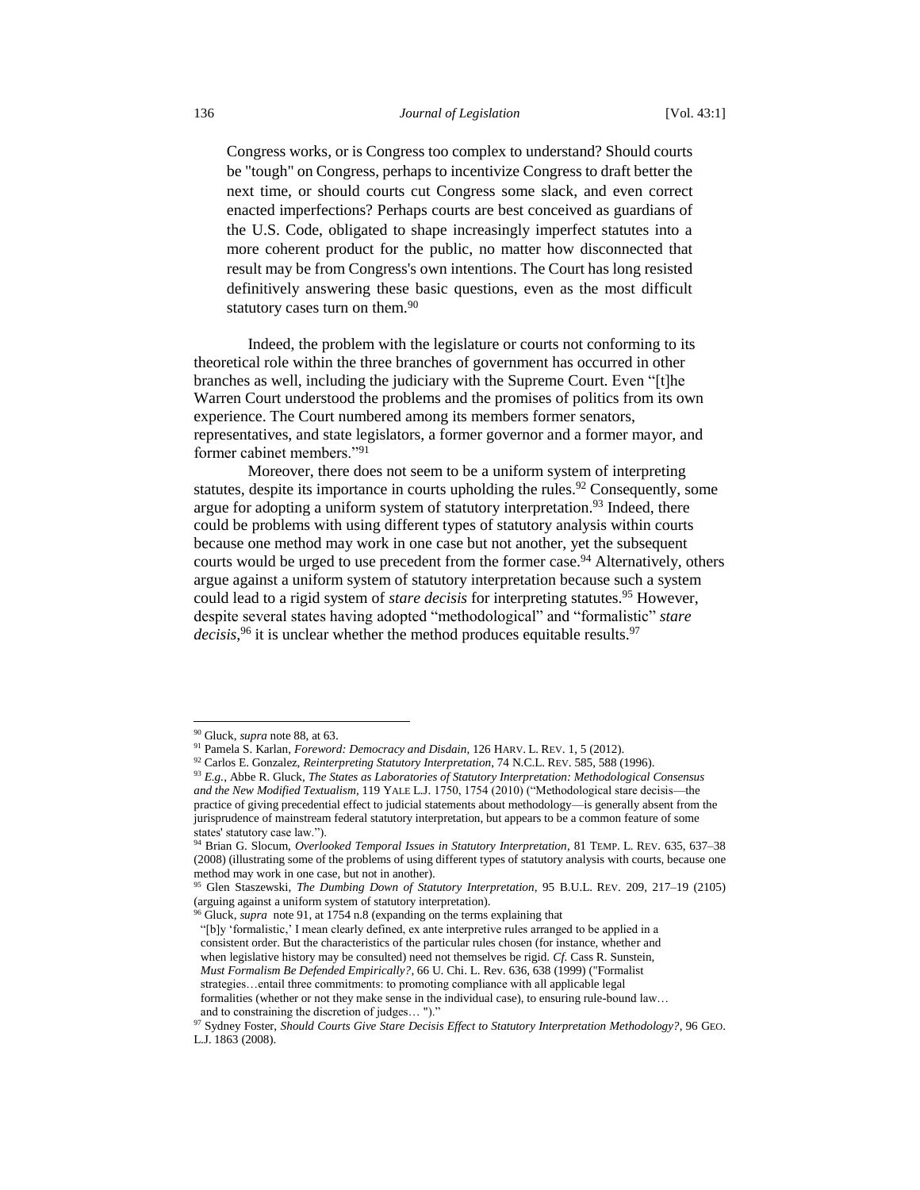> Congress works, or is Congress too complex to understand? Should courts be "tough" on Congress, perhaps to incentivize Congress to draft better the next time, or should courts cut Congress some slack, and even correct enacted imperfections? Perhaps courts are best conceived as guardians of the U.S. Code, obligated to shape increasingly imperfect statutes into a more coherent product for the public, no matter how disconnected that result may be from Congress's own intentions. The Court has long resisted definitively answering these basic questions, even as the most difficult statutory cases turn on them.[90]

Indeed, the problem with the legislature or courts not conforming to its theoretical role within the three branches of government has occurred in other branches as well, including the judiciary with the Supreme Court. Even "[t]he Warren Court understood the problems and the promises of politics from its own experience. The Court numbered among its members former senators, representatives, and state legislators, a former governor and a former mayor, and former cabinet members."[91]

Moreover, there does not seem to be a uniform system of interpreting statutes, despite its importance in courts upholding the rules.[92] Consequently, some argue for adopting a uniform system of statutory interpretation.[93] Indeed, there could be problems with using different types of statutory analysis within courts because one method may work in one case but not another, yet the subsequent courts would be urged to use precedent from the former case.[94] Alternatively, others argue against a uniform system of statutory interpretation because such a system could lead to a rigid system of *stare decisis* for interpreting statutes.[95] However, despite several states having adopted "methodological" and "formalistic" *stare decisis*,[96] it is unclear whether the method produces equitable results.[97]

---

[90] Gluck, *supra* note 88, at 63.

[91] Pamela S. Karlan, *Foreword: Democracy and Disdain*, 126 HARV. L. REV. 1, 5 (2012).

[92] Carlos E. Gonzalez, *Reinterpreting Statutory Interpretation*, 74 N.C.L. REV. 585, 588 (1996).

[93] *E.g.*, Abbe R. Gluck, *The States as Laboratories of Statutory Interpretation: Methodological Consensus and the New Modified Textualism*, 119 YALE L.J. 1750, 1754 (2010) ("Methodological stare decisis—the practice of giving precedential effect to judicial statements about methodology—is generally absent from the jurisprudence of mainstream federal statutory interpretation, but appears to be a common feature of some states' statutory case law.").

[94] Brian G. Slocum, *Overlooked Temporal Issues in Statutory Interpretation*, 81 TEMP. L. REV. 635, 637–38 (2008) (illustrating some of the problems of using different types of statutory analysis with courts, because one method may work in one case, but not in another).

[95] Glen Staszewski, *The Dumbing Down of Statutory Interpretation*, 95 B.U.L. REV. 209, 217–19 (2105) (arguing against a uniform system of statutory interpretation).

[96] Gluck, *supra* note 91, at 1754 n.8 (expanding on the terms explaining that "[b]y 'formalistic,' I mean clearly defined, ex ante interpretive rules arranged to be applied in a consistent order. But the characteristics of the particular rules chosen (for instance, whether and when legislative history may be consulted) need not themselves be rigid. *Cf.* Cass R. Sunstein, *Must Formalism Be Defended Empirically?*, 66 U. Chi. L. Rev. 636, 638 (1999) ("Formalist strategies…entail three commitments: to promoting compliance with all applicable legal formalities (whether or not they make sense in the individual case), to ensuring rule-bound law… and to constraining the discretion of judges… ").")

[97] Sydney Foster, *Should Courts Give Stare Decisis Effect to Statutory Interpretation Methodology?*, 96 GEO. L.J. 1863 (2008).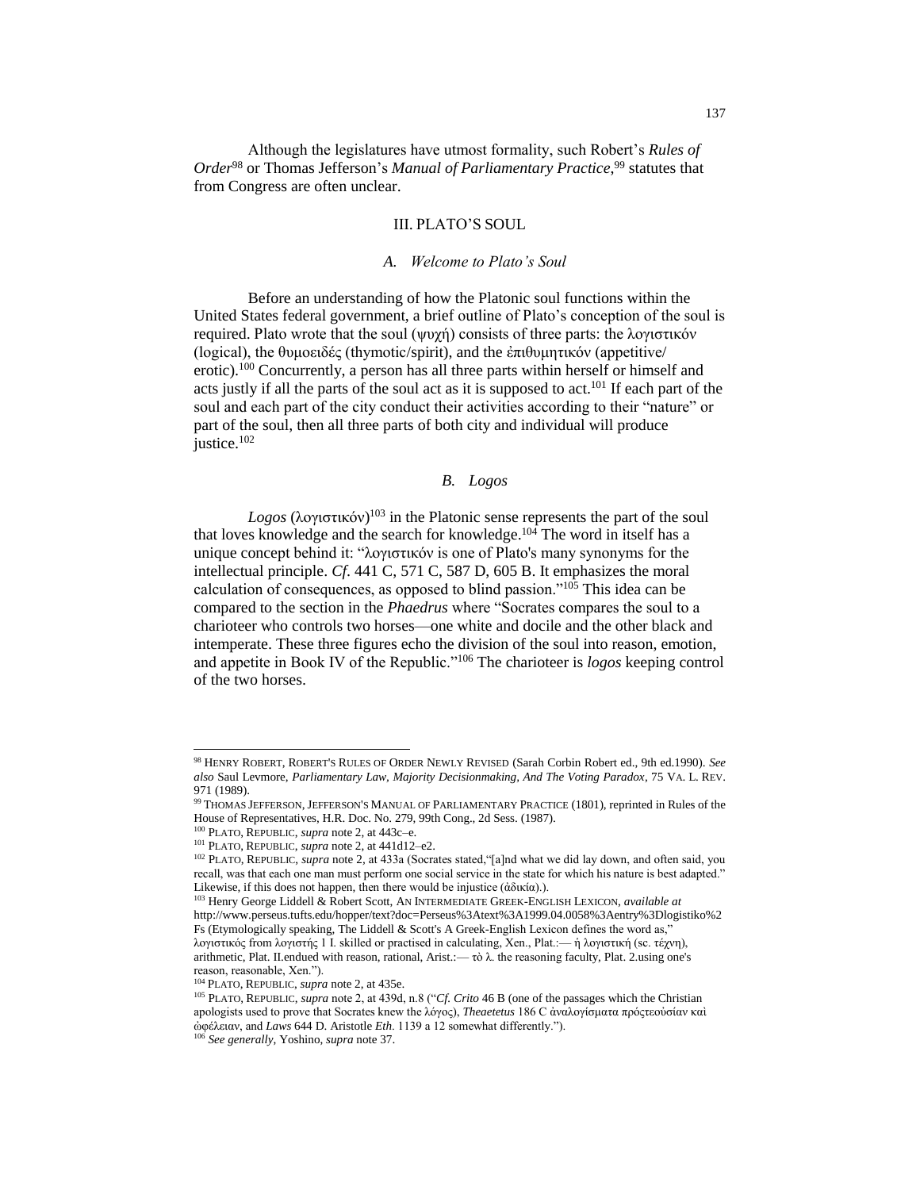Although the legislatures have utmost formality, such Robert's *Rules of Order*[98] or Thomas Jefferson's *Manual of Parliamentary Practice*,[99] statutes that from Congress are often unclear.

## III. PLATO'S SOUL

### *A. Welcome to Plato's Soul*

Before an understanding of how the Platonic soul functions within the United States federal government, a brief outline of Plato's conception of the soul is required. Plato wrote that the soul (ψυχή) consists of three parts: the λογιστικόν (logical), the θυμοειδές (thymotic/spirit), and the ἐπιθυμητικόν (appetitive/erotic).[100] Concurrently, a person has all three parts within herself or himself and acts justly if all the parts of the soul act as it is supposed to act.[101] If each part of the soul and each part of the city conduct their activities according to their "nature" or part of the soul, then all three parts of both city and individual will produce justice.[102]

### *B. Logos*

*Logos* (λογιστικόν)[103] in the Platonic sense represents the part of the soul that loves knowledge and the search for knowledge.[104] The word in itself has a unique concept behind it: "λογιστικόν is one of Plato's many synonyms for the intellectual principle. *Cf*. 441 C, 571 C, 587 D, 605 B. It emphasizes the moral calculation of consequences, as opposed to blind passion."[105] This idea can be compared to the section in the *Phaedrus* where "Socrates compares the soul to a charioteer who controls two horses—one white and docile and the other black and intemperate. These three figures echo the division of the soul into reason, emotion, and appetite in Book IV of the Republic."[106] The charioteer is *logos* keeping control of the two horses.

---

[98] HENRY ROBERT, ROBERT'S RULES OF ORDER NEWLY REVISED (Sarah Corbin Robert ed., 9th ed.1990). *See also* Saul Levmore, *Parliamentary Law, Majority Decisionmaking, And The Voting Paradox*, 75 VA. L. REV. 971 (1989).

[99] THOMAS JEFFERSON, JEFFERSON'S MANUAL OF PARLIAMENTARY PRACTICE (1801), reprinted in Rules of the House of Representatives, H.R. Doc. No. 279, 99th Cong., 2d Sess. (1987).

[100] PLATO, REPUBLIC, *supra* note 2, at 443c–e.

[101] PLATO, REPUBLIC, *supra* note 2, at 441d12–e2.

[102] PLATO, REPUBLIC, *supra* note 2, at 433a (Socrates stated,"[a]nd what we did lay down, and often said, you recall, was that each one man must perform one social service in the state for which his nature is best adapted." Likewise, if this does not happen, then there would be injustice (ἀδικία).).

[103] Henry George Liddell & Robert Scott, AN INTERMEDIATE GREEK-ENGLISH LEXICON, *available at* http://www.perseus.tufts.edu/hopper/text?doc=Perseus%3Atext%3A1999.04.0058%3Aentry%3Dlogistiko%2Fs (Etymologically speaking, The Liddell & Scott's A Greek-English Lexicon defines the word as," λογιστικός from λογιστής 1 I. skilled or practised in calculating, Xen., Plat.:— ἡ λογιστική (sc. τέχνη), arithmetic, Plat. II.endued with reason, rational, Arist.:— τὸ λ. the reasoning faculty, Plat. 2.using one's reason, reasonable, Xen.").

[104] PLATO, REPUBLIC, *supra* note 2, at 435e.

[105] PLATO, REPUBLIC, *supra* note 2, at 439d, n.8 ("*Cf. Crito* 46 B (one of the passages which the Christian apologists used to prove that Socrates knew the λόγος), *Theaetetus* 186 C ἀναλογίσματα πρόςτεοὐσίαν καὶ ὠφέλειαν, and *Laws* 644 D. Aristotle *Eth.* 1139 a 12 somewhat differently.").

[106] *See generally*, Yoshino, *supra* note 37.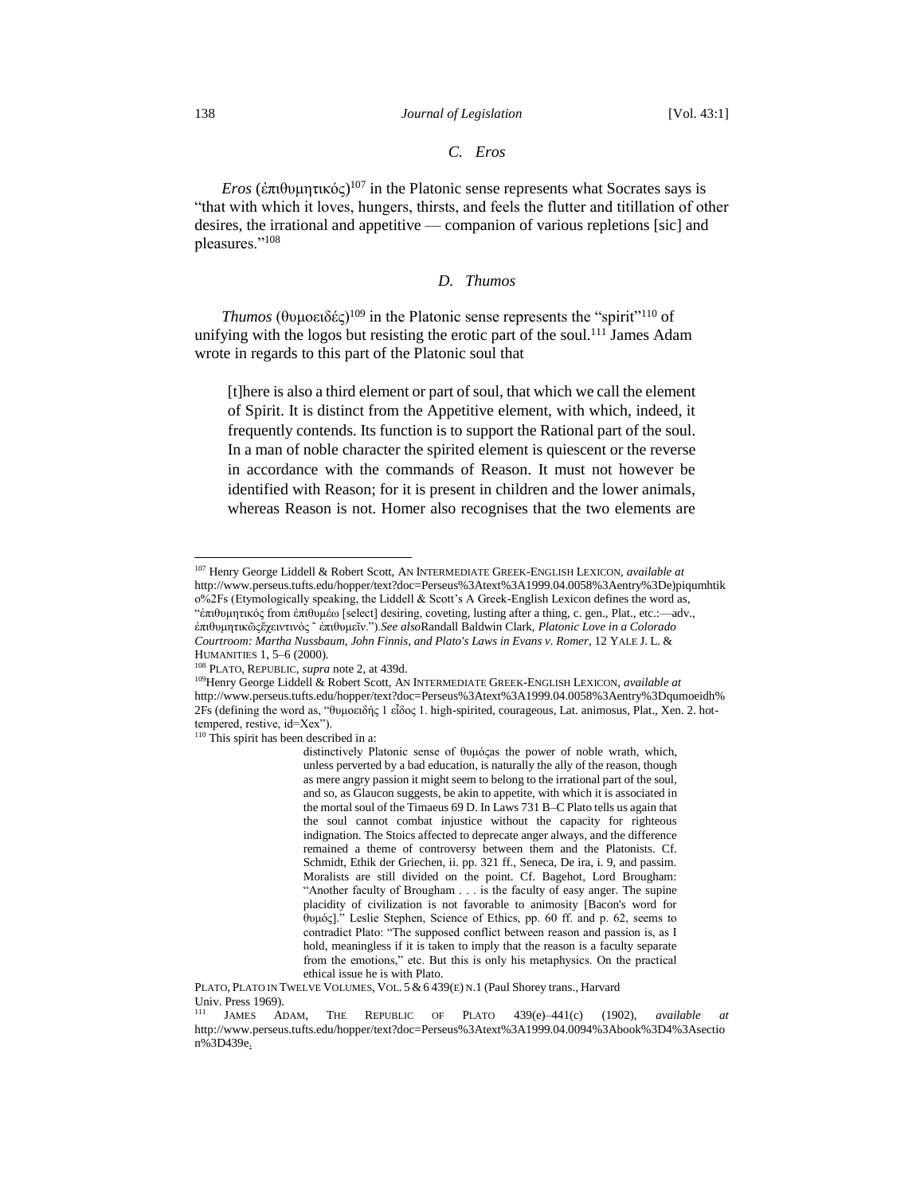### C. Eros

*Eros* (ἐπιθυμητικός)[107] in the Platonic sense represents what Socrates says is "that with which it loves, hungers, thirsts, and feels the flutter and titillation of other desires, the irrational and appetitive — companion of various repletions [sic] and pleasures."[108]

### D. Thumos

*Thumos* (θυμοειδές)[109] in the Platonic sense represents the "spirit"[110] of unifying with the logos but resisting the erotic part of the soul.[111] James Adam wrote in regards to this part of the Platonic soul that

> [t]here is also a third element or part of soul, that which we call the element of Spirit. It is distinct from the Appetitive element, with which, indeed, it frequently contends. Its function is to support the Rational part of the soul. In a man of noble character the spirited element is quiescent or the reverse in accordance with the commands of Reason. It must not however be identified with Reason; for it is present in children and the lower animals, whereas Reason is not. Homer also recognises that the two elements are

---

[107] Henry George Liddell & Robert Scott, AN INTERMEDIATE GREEK-ENGLISH LEXICON, *available at* http://www.perseus.tufts.edu/hopper/text?doc=Perseus%3Atext%3A1999.04.0058%3Aentry%3De)piqumhtiko%2Fs (Etymologically speaking, the Liddell & Scott's A Greek-English Lexicon defines the word as, "ἐπιθυμητικός from ἐπιθυμέω [select] desiring, coveting, lusting after a thing, c. gen., Plat., etc.:—adv., ἐπιθυμητικῶςἔχειντινός ˜ ἐπιθυμεῖν.").*See also*Randall Baldwin Clark, *Platonic Love in a Colorado Courtroom: Martha Nussbaum, John Finnis, and Plato's Laws in Evans v. Romer*, 12 YALE J. L. & HUMANITIES 1, 5–6 (2000).

[108] PLATO, REPUBLIC, *supra* note 2, at 439d.

[109] Henry George Liddell & Robert Scott, AN INTERMEDIATE GREEK-ENGLISH LEXICON, *available at* http://www.perseus.tufts.edu/hopper/text?doc=Perseus%3Atext%3A1999.04.0058%3Aentry%3Dqumoeidh%2Fs (defining the word as, "θυμοειδής 1 εἶδος 1. high-spirited, courageous, Lat. animosus, Plat., Xen. 2. hot-tempered, restive, id=Xex").

[110] This spirit has been described in a:

> distinctively Platonic sense of θυμόςas the power of noble wrath, which, unless perverted by a bad education, is naturally the ally of the reason, though as mere angry passion it might seem to belong to the irrational part of the soul, and so, as Glaucon suggests, be akin to appetite, with which it is associated in the mortal soul of the Timaeus 69 D. In Laws 731 B–C Plato tells us again that the soul cannot combat injustice without the capacity for righteous indignation. The Stoics affected to deprecate anger always, and the difference remained a theme of controversy between them and the Platonists. Cf. Schmidt, Ethik der Griechen, ii. pp. 321 ff., Seneca, De ira, i. 9, and passim. Moralists are still divided on the point. Cf. Bagehot, Lord Brougham: "Another faculty of Brougham . . . is the faculty of easy anger. The supine placidity of civilization is not favorable to animosity [Bacon's word for θυμός]." Leslie Stephen, Science of Ethics, pp. 60 ff. and p. 62, seems to contradict Plato: "The supposed conflict between reason and passion is, as I hold, meaningless if it is taken to imply that the reason is a faculty separate from the emotions," etc. But this is only his metaphysics. On the practical ethical issue he is with Plato.

PLATO, PLATO IN TWELVE VOLUMES, VOL. 5 & 6 439(E) N.1 (Paul Shorey trans., Harvard Univ. Press 1969).

[111] JAMES ADAM, THE REPUBLIC OF PLATO 439(e)–441(c) (1902), *available at* http://www.perseus.tufts.edu/hopper/text?doc=Perseus%3Atext%3A1999.04.0094%3Abook%3D4%3Asection%3D439e.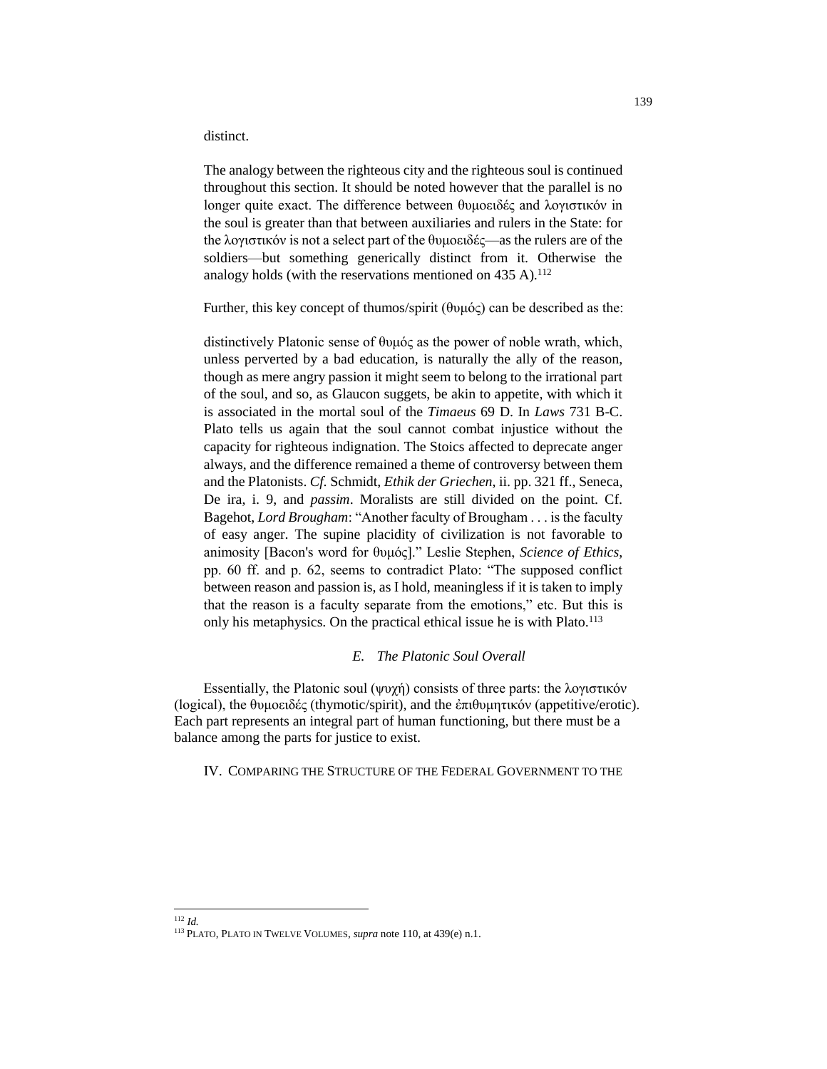distinct.

> The analogy between the righteous city and the righteous soul is continued throughout this section. It should be noted however that the parallel is no longer quite exact. The difference between θυμοειδές and λογιστικόν in the soul is greater than that between auxiliaries and rulers in the State: for the λογιστικόν is not a select part of the θυμοειδές—as the rulers are of the soldiers—but something generically distinct from it. Otherwise the analogy holds (with the reservations mentioned on 435 A).[112]

Further, this key concept of thumos/spirit (θυμός) can be described as the:

> distinctively Platonic sense of θυμός as the power of noble wrath, which, unless perverted by a bad education, is naturally the ally of the reason, though as mere angry passion it might seem to belong to the irrational part of the soul, and so, as Glaucon suggets, be akin to appetite, with which it is associated in the mortal soul of the *Timaeus* 69 D. In *Laws* 731 B-C. Plato tells us again that the soul cannot combat injustice without the capacity for righteous indignation. The Stoics affected to deprecate anger always, and the difference remained a theme of controversy between them and the Platonists. *Cf*. Schmidt, *Ethik der Griechen*, ii. pp. 321 ff., Seneca, De ira, i. 9, and *passim*. Moralists are still divided on the point. Cf. Bagehot, *Lord Brougham*: "Another faculty of Brougham . . . is the faculty of easy anger. The supine placidity of civilization is not favorable to animosity [Bacon's word for θυμός]." Leslie Stephen, *Science of Ethics*, pp. 60 ff. and p. 62, seems to contradict Plato: "The supposed conflict between reason and passion is, as I hold, meaningless if it is taken to imply that the reason is a faculty separate from the emotions," etc. But this is only his metaphysics. On the practical ethical issue he is with Plato.[113]

### *E. The Platonic Soul Overall*

Essentially, the Platonic soul (ψυχή) consists of three parts: the λογιστικόν (logical), the θυμοειδές (thymotic/spirit), and the ἐπιθυμητικόν (appetitive/erotic). Each part represents an integral part of human functioning, but there must be a balance among the parts for justice to exist.

## IV. COMPARING THE STRUCTURE OF THE FEDERAL GOVERNMENT TO THE

---

[112] *Id.*

[113] PLATO, PLATO IN TWELVE VOLUMES, *supra* note 110, at 439(e) n.1.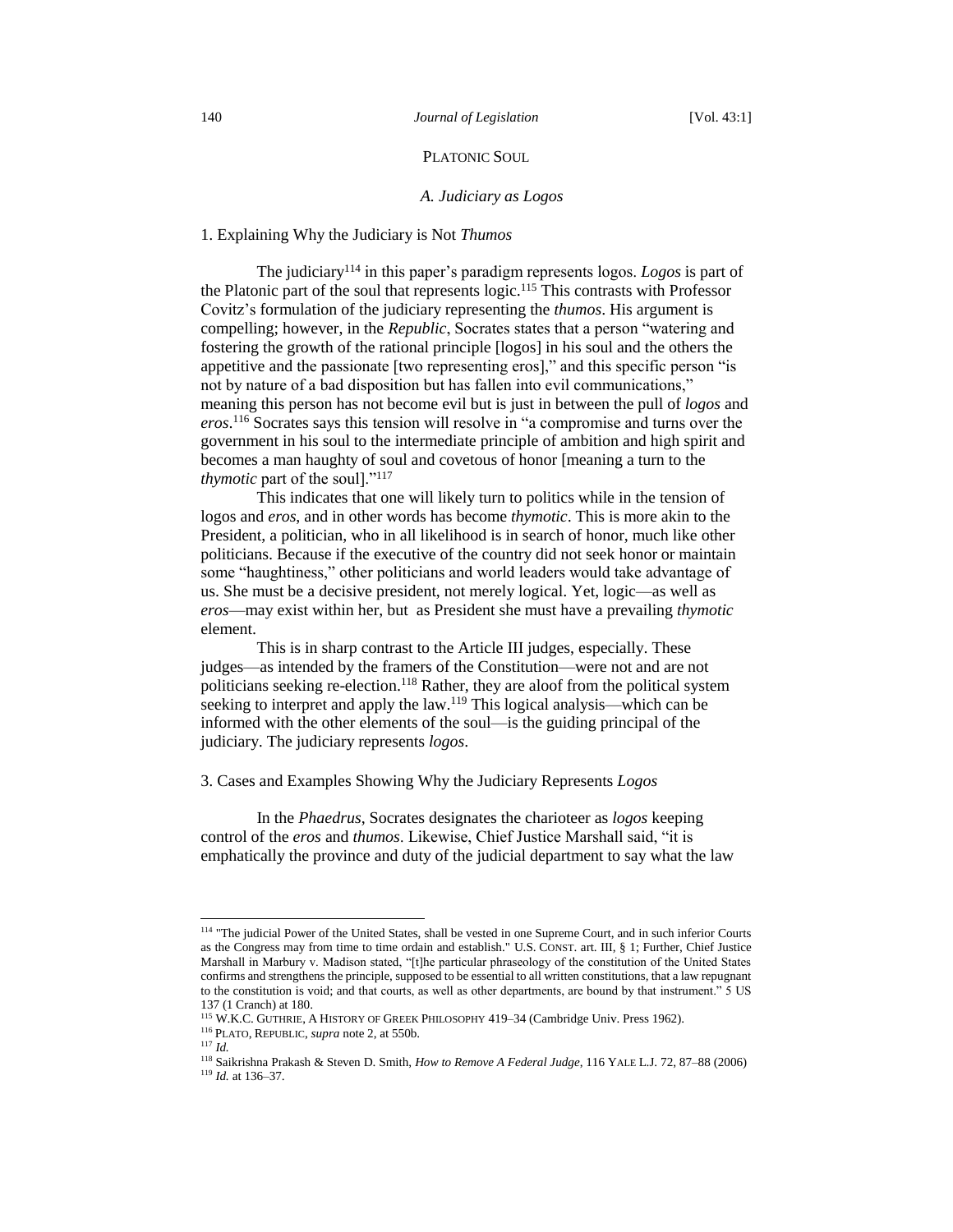PLATONIC SOUL

### *A. Judiciary as Logos*

1. Explaining Why the Judiciary is Not *Thumos*

The judiciary[114] in this paper's paradigm represents logos. *Logos* is part of the Platonic part of the soul that represents logic.[115] This contrasts with Professor Covitz's formulation of the judiciary representing the *thumos*. His argument is compelling; however, in the *Republic*, Socrates states that a person "watering and fostering the growth of the rational principle [logos] in his soul and the others the appetitive and the passionate [two representing eros]," and this specific person "is not by nature of a bad disposition but has fallen into evil communications," meaning this person has not become evil but is just in between the pull of *logos* and *eros*.[116] Socrates says this tension will resolve in "a compromise and turns over the government in his soul to the intermediate principle of ambition and high spirit and becomes a man haughty of soul and covetous of honor [meaning a turn to the *thymotic* part of the soul]."[117]

This indicates that one will likely turn to politics while in the tension of logos and *eros*, and in other words has become *thymotic*. This is more akin to the President, a politician, who in all likelihood is in search of honor, much like other politicians. Because if the executive of the country did not seek honor or maintain some "haughtiness," other politicians and world leaders would take advantage of us. She must be a decisive president, not merely logical. Yet, logic—as well as *eros*—may exist within her, but as President she must have a prevailing *thymotic* element.

This is in sharp contrast to the Article III judges, especially. These judges—as intended by the framers of the Constitution—were not and are not politicians seeking re-election.[118] Rather, they are aloof from the political system seeking to interpret and apply the law.[119] This logical analysis—which can be informed with the other elements of the soul—is the guiding principal of the judiciary. The judiciary represents *logos*.

3. Cases and Examples Showing Why the Judiciary Represents *Logos*

In the *Phaedrus*, Socrates designates the charioteer as *logos* keeping control of the *eros* and *thumos*. Likewise, Chief Justice Marshall said, "it is emphatically the province and duty of the judicial department to say what the law

---

[114] "The judicial Power of the United States, shall be vested in one Supreme Court, and in such inferior Courts as the Congress may from time to time ordain and establish." U.S. CONST. art. III, § 1; Further, Chief Justice Marshall in Marbury v. Madison stated, "[t]he particular phraseology of the constitution of the United States confirms and strengthens the principle, supposed to be essential to all written constitutions, that a law repugnant to the constitution is void; and that courts, as well as other departments, are bound by that instrument." 5 US 137 (1 Cranch) at 180.

[115] W.K.C. GUTHRIE, A HISTORY OF GREEK PHILOSOPHY 419–34 (Cambridge Univ. Press 1962).

[116] PLATO, REPUBLIC, *supra* note 2, at 550b.

[117] *Id.*

[118] Saikrishna Prakash & Steven D. Smith, *How to Remove A Federal Judge*, 116 YALE L.J. 72, 87–88 (2006)

[119] *Id.* at 136–37.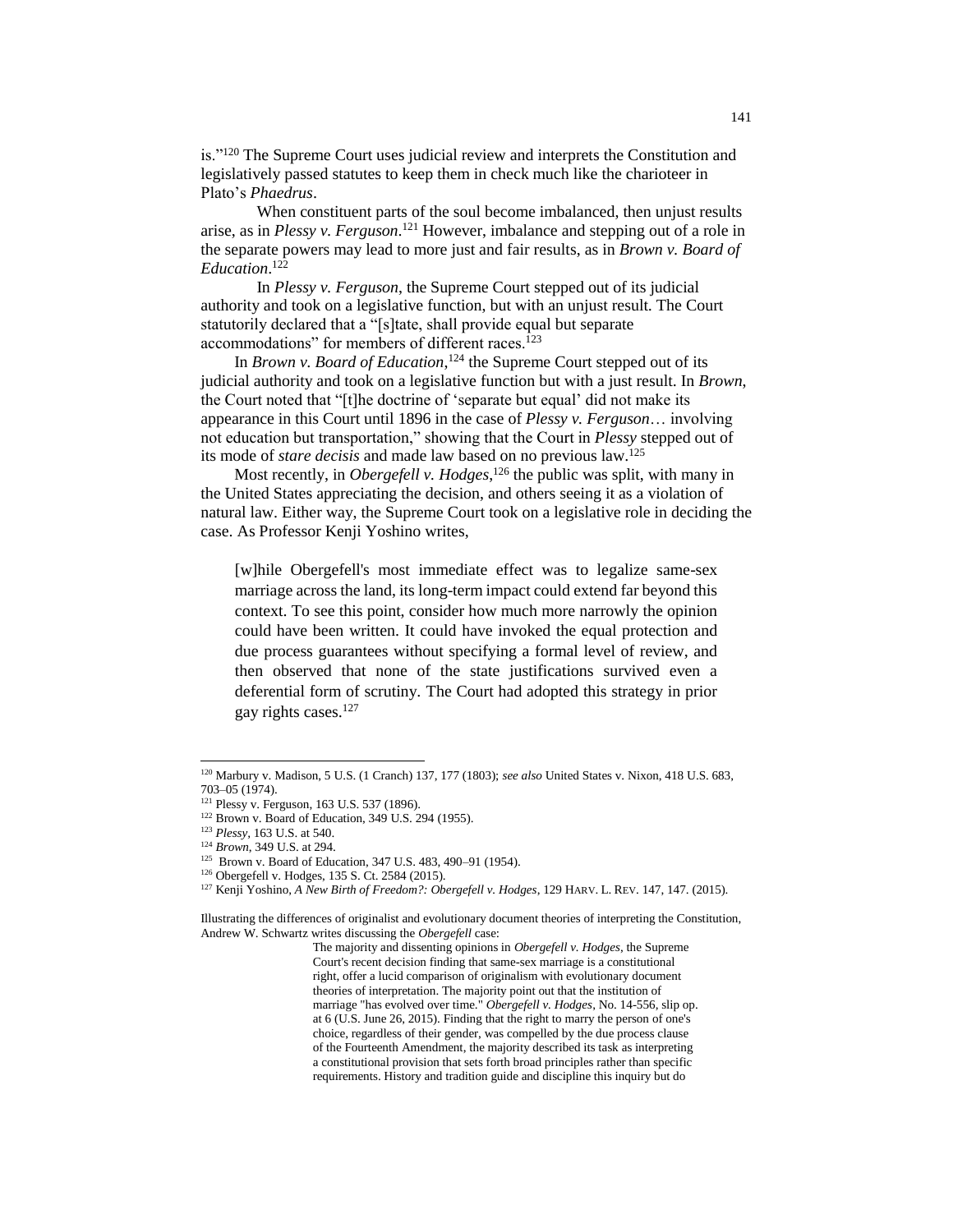is."[120] The Supreme Court uses judicial review and interprets the Constitution and legislatively passed statutes to keep them in check much like the charioteer in Plato's *Phaedrus*.

When constituent parts of the soul become imbalanced, then unjust results arise, as in *Plessy v. Ferguson*.[121] However, imbalance and stepping out of a role in the separate powers may lead to more just and fair results, as in *Brown v. Board of Education*.[122]

In *Plessy v. Ferguson*, the Supreme Court stepped out of its judicial authority and took on a legislative function, but with an unjust result. The Court statutorily declared that a "[s]tate, shall provide equal but separate accommodations" for members of different races.[123]

In *Brown v. Board of Education*,[124] the Supreme Court stepped out of its judicial authority and took on a legislative function but with a just result. In *Brown*, the Court noted that "[t]he doctrine of 'separate but equal' did not make its appearance in this Court until 1896 in the case of *Plessy v. Ferguson*… involving not education but transportation," showing that the Court in *Plessy* stepped out of its mode of *stare decisis* and made law based on no previous law.[125]

Most recently, in *Obergefell v. Hodges*,[126] the public was split, with many in the United States appreciating the decision, and others seeing it as a violation of natural law. Either way, the Supreme Court took on a legislative role in deciding the case. As Professor Kenji Yoshino writes,

> [w]hile Obergefell's most immediate effect was to legalize same-sex marriage across the land, its long-term impact could extend far beyond this context. To see this point, consider how much more narrowly the opinion could have been written. It could have invoked the equal protection and due process guarantees without specifying a formal level of review, and then observed that none of the state justifications survived even a deferential form of scrutiny. The Court had adopted this strategy in prior gay rights cases.[127]

---

[120] Marbury v. Madison, 5 U.S. (1 Cranch) 137, 177 (1803); *see also* United States v. Nixon, 418 U.S. 683, 703–05 (1974).

[121] Plessy v. Ferguson, 163 U.S. 537 (1896).

[122] Brown v. Board of Education, 349 U.S. 294 (1955).

[123] *Plessy*, 163 U.S. at 540.

[124] *Brown*, 349 U.S. at 294.

[125] Brown v. Board of Education, 347 U.S. 483, 490–91 (1954).

[126] Obergefell v. Hodges, 135 S. Ct. 2584 (2015).

[127] Kenji Yoshino, *A New Birth of Freedom?: Obergefell v. Hodges*, 129 HARV. L. REV. 147, 147. (2015).

Illustrating the differences of originalist and evolutionary document theories of interpreting the Constitution, Andrew W. Schwartz writes discussing the *Obergefell* case:

> The majority and dissenting opinions in *Obergefell v. Hodges*, the Supreme Court's recent decision finding that same-sex marriage is a constitutional right, offer a lucid comparison of originalism with evolutionary document theories of interpretation. The majority point out that the institution of marriage "has evolved over time." *Obergefell v. Hodges*, No. 14-556, slip op. at 6 (U.S. June 26, 2015). Finding that the right to marry the person of one's choice, regardless of their gender, was compelled by the due process clause of the Fourteenth Amendment, the majority described its task as interpreting a constitutional provision that sets forth broad principles rather than specific requirements. History and tradition guide and discipline this inquiry but do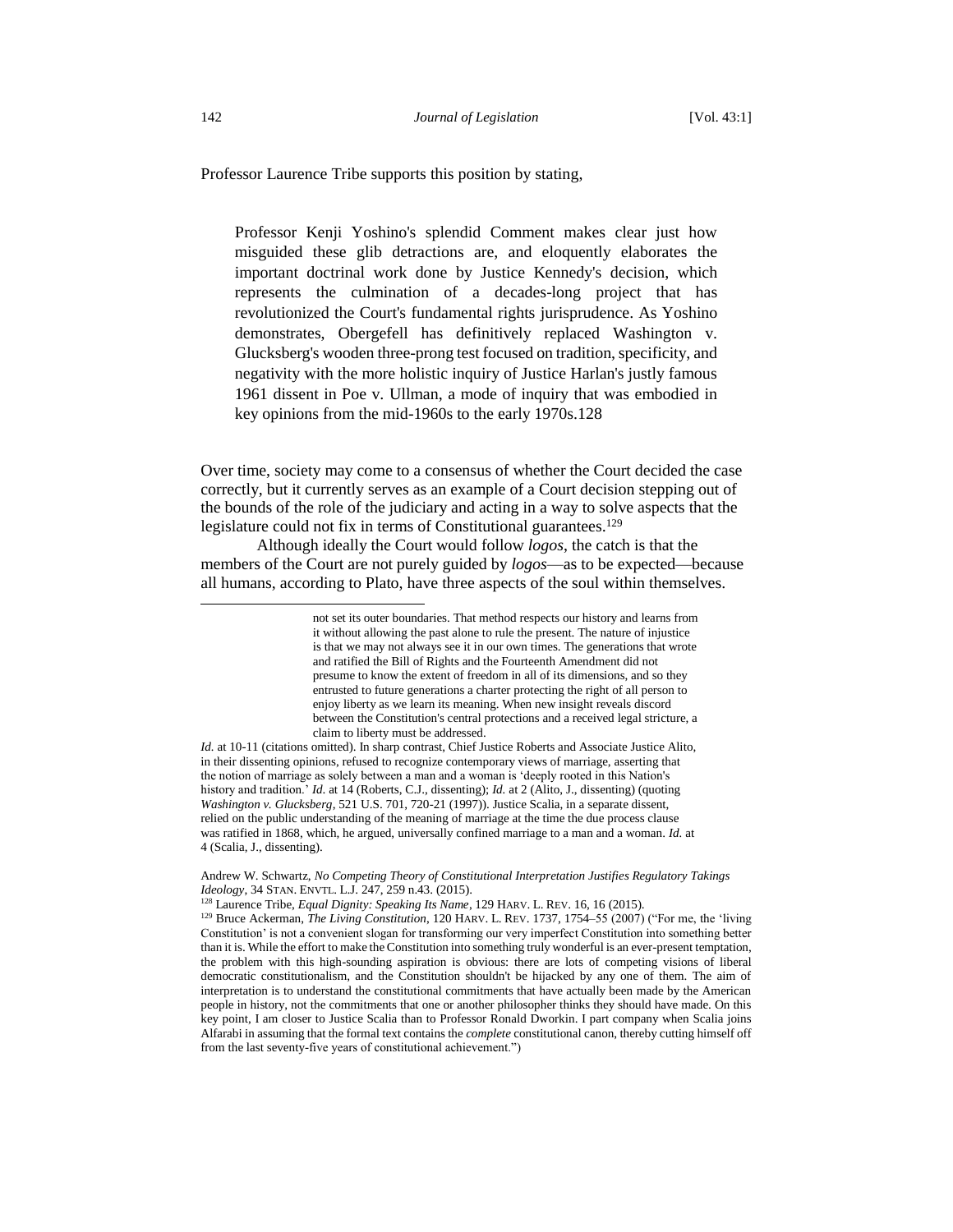Professor Laurence Tribe supports this position by stating,

> Professor Kenji Yoshino's splendid Comment makes clear just how misguided these glib detractions are, and eloquently elaborates the important doctrinal work done by Justice Kennedy's decision, which represents the culmination of a decades-long project that has revolutionized the Court's fundamental rights jurisprudence. As Yoshino demonstrates, Obergefell has definitively replaced Washington v. Glucksberg's wooden three-prong test focused on tradition, specificity, and negativity with the more holistic inquiry of Justice Harlan's justly famous 1961 dissent in Poe v. Ullman, a mode of inquiry that was embodied in key opinions from the mid-1960s to the early 1970s.128

Over time, society may come to a consensus of whether the Court decided the case correctly, but it currently serves as an example of a Court decision stepping out of the bounds of the role of the judiciary and acting in a way to solve aspects that the legislature could not fix in terms of Constitutional guarantees.[129]

Although ideally the Court would follow *logos*, the catch is that the members of the Court are not purely guided by *logos*—as to be expected—because all humans, according to Plato, have three aspects of the soul within themselves.

---

> not set its outer boundaries. That method respects our history and learns from it without allowing the past alone to rule the present. The nature of injustice is that we may not always see it in our own times. The generations that wrote and ratified the Bill of Rights and the Fourteenth Amendment did not presume to know the extent of freedom in all of its dimensions, and so they entrusted to future generations a charter protecting the right of all person to enjoy liberty as we learn its meaning. When new insight reveals discord between the Constitution's central protections and a received legal stricture, a claim to liberty must be addressed.

*Id.* at 10-11 (citations omitted). In sharp contrast, Chief Justice Roberts and Associate Justice Alito, in their dissenting opinions, refused to recognize contemporary views of marriage, asserting that the notion of marriage as solely between a man and a woman is 'deeply rooted in this Nation's history and tradition.' *Id.* at 14 (Roberts, C.J., dissenting); *Id.* at 2 (Alito, J., dissenting) (quoting *Washington v. Glucksberg*, 521 U.S. 701, 720-21 (1997)). Justice Scalia, in a separate dissent, relied on the public understanding of the meaning of marriage at the time the due process clause was ratified in 1868, which, he argued, universally confined marriage to a man and a woman. *Id.* at 4 (Scalia, J., dissenting).

Andrew W. Schwartz, *No Competing Theory of Constitutional Interpretation Justifies Regulatory Takings Ideology*, 34 STAN. ENVTL. L.J. 247, 259 n.43. (2015).

[128] Laurence Tribe, *Equal Dignity: Speaking Its Name*, 129 HARV. L. REV. 16, 16 (2015).

[129] Bruce Ackerman, *The Living Constitution*, 120 HARV. L. REV. 1737, 1754–55 (2007) ("For me, the 'living Constitution' is not a convenient slogan for transforming our very imperfect Constitution into something better than it is. While the effort to make the Constitution into something truly wonderful is an ever-present temptation, the problem with this high-sounding aspiration is obvious: there are lots of competing visions of liberal democratic constitutionalism, and the Constitution shouldn't be hijacked by any one of them. The aim of interpretation is to understand the constitutional commitments that have actually been made by the American people in history, not the commitments that one or another philosopher thinks they should have made. On this key point, I am closer to Justice Scalia than to Professor Ronald Dworkin. I part company when Scalia joins Alfarabi in assuming that the formal text contains the *complete* constitutional canon, thereby cutting himself off from the last seventy-five years of constitutional achievement.")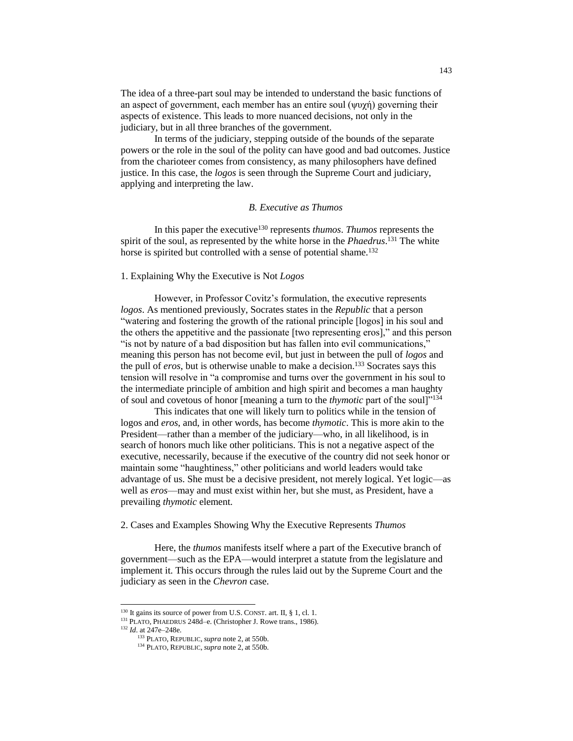The idea of a three-part soul may be intended to understand the basic functions of an aspect of government, each member has an entire soul (ψυχή) governing their aspects of existence. This leads to more nuanced decisions, not only in the judiciary, but in all three branches of the government.

In terms of the judiciary, stepping outside of the bounds of the separate powers or the role in the soul of the polity can have good and bad outcomes. Justice from the charioteer comes from consistency, as many philosophers have defined justice. In this case, the *logos* is seen through the Supreme Court and judiciary, applying and interpreting the law.

### *B. Executive as Thumos*

In this paper the executive[130] represents *thumos*. *Thumos* represents the spirit of the soul, as represented by the white horse in the *Phaedrus*.[131] The white horse is spirited but controlled with a sense of potential shame.[132]

#### 1. Explaining Why the Executive is Not *Logos*

However, in Professor Covitz's formulation, the executive represents *logos*. As mentioned previously, Socrates states in the *Republic* that a person "watering and fostering the growth of the rational principle [logos] in his soul and the others the appetitive and the passionate [two representing eros]," and this person "is not by nature of a bad disposition but has fallen into evil communications," meaning this person has not become evil, but just in between the pull of *logos* and the pull of *eros*, but is otherwise unable to make a decision.[133] Socrates says this tension will resolve in "a compromise and turns over the government in his soul to the intermediate principle of ambition and high spirit and becomes a man haughty of soul and covetous of honor [meaning a turn to the *thymotic* part of the soul]"[134]

This indicates that one will likely turn to politics while in the tension of logos and *eros*, and, in other words, has become *thymotic*. This is more akin to the President—rather than a member of the judiciary—who, in all likelihood, is in search of honors much like other politicians. This is not a negative aspect of the executive, necessarily, because if the executive of the country did not seek honor or maintain some "haughtiness," other politicians and world leaders would take advantage of us. She must be a decisive president, not merely logical. Yet logic—as well as *eros*—may and must exist within her, but she must, as President, have a prevailing *thymotic* element.

#### 2. Cases and Examples Showing Why the Executive Represents *Thumos*

Here, the *thumos* manifests itself where a part of the Executive branch of government—such as the EPA—would interpret a statute from the legislature and implement it. This occurs through the rules laid out by the Supreme Court and the judiciary as seen in the *Chevron* case.

---

[130] It gains its source of power from U.S. CONST. art. II, § 1, cl. 1.

[131] PLATO, PHAEDRUS 248d–e. (Christopher J. Rowe trans., 1986).

[132] *Id*. at 247e–248e.

[133] PLATO, REPUBLIC, *supra* note 2, at 550b.

[134] PLATO, REPUBLIC, *supra* note 2, at 550b.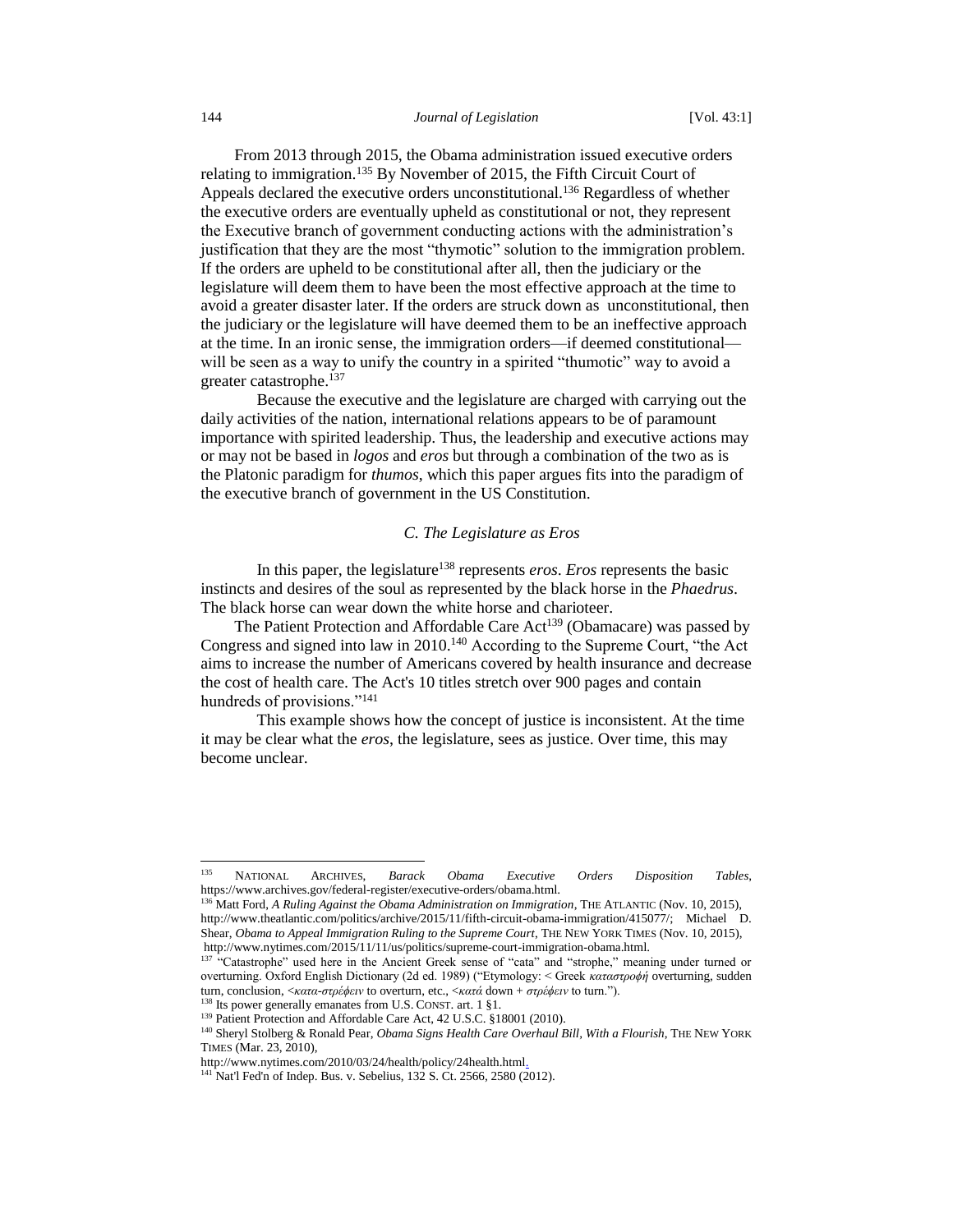From 2013 through 2015, the Obama administration issued executive orders relating to immigration.[135] By November of 2015, the Fifth Circuit Court of Appeals declared the executive orders unconstitutional.[136] Regardless of whether the executive orders are eventually upheld as constitutional or not, they represent the Executive branch of government conducting actions with the administration's justification that they are the most "thymotic" solution to the immigration problem. If the orders are upheld to be constitutional after all, then the judiciary or the legislature will deem them to have been the most effective approach at the time to avoid a greater disaster later. If the orders are struck down as unconstitutional, then the judiciary or the legislature will have deemed them to be an ineffective approach at the time. In an ironic sense, the immigration orders—if deemed constitutional—will be seen as a way to unify the country in a spirited "thumotic" way to avoid a greater catastrophe.[137]

Because the executive and the legislature are charged with carrying out the daily activities of the nation, international relations appears to be of paramount importance with spirited leadership. Thus, the leadership and executive actions may or may not be based in *logos* and *eros* but through a combination of the two as is the Platonic paradigm for *thumos*, which this paper argues fits into the paradigm of the executive branch of government in the US Constitution.

### *C. The Legislature as Eros*

In this paper, the legislature[138] represents *eros*. *Eros* represents the basic instincts and desires of the soul as represented by the black horse in the *Phaedrus*. The black horse can wear down the white horse and charioteer.

The Patient Protection and Affordable Care Act[139] (Obamacare) was passed by Congress and signed into law in 2010.[140] According to the Supreme Court, "the Act aims to increase the number of Americans covered by health insurance and decrease the cost of health care. The Act's 10 titles stretch over 900 pages and contain hundreds of provisions."[141]

This example shows how the concept of justice is inconsistent. At the time it may be clear what the *eros*, the legislature, sees as justice. Over time, this may become unclear.

---

[135] NATIONAL ARCHIVES, *Barack Obama Executive Orders Disposition Tables*, https://www.archives.gov/federal-register/executive-orders/obama.html.

[136] Matt Ford, *A Ruling Against the Obama Administration on Immigration*, THE ATLANTIC (Nov. 10, 2015), http://www.theatlantic.com/politics/archive/2015/11/fifth-circuit-obama-immigration/415077/; Michael D. Shear, *Obama to Appeal Immigration Ruling to the Supreme Court*, THE NEW YORK TIMES (Nov. 10, 2015), http://www.nytimes.com/2015/11/11/us/politics/supreme-court-immigration-obama.html.

[137] "Catastrophe" used here in the Ancient Greek sense of "cata" and "strophe," meaning under turned or overturning. Oxford English Dictionary (2d ed. 1989) ("Etymology: < Greek *καταστροφή* overturning, sudden turn, conclusion, <*κατα-στρέφειν* to overturn, etc., <*κατά* down + *στρέφειν* to turn.").

[138] Its power generally emanates from U.S. CONST. art. 1 §1.

[139] Patient Protection and Affordable Care Act, 42 U.S.C. §18001 (2010).

[140] Sheryl Stolberg & Ronald Pear, *Obama Signs Health Care Overhaul Bill, With a Flourish*, THE NEW YORK TIMES (Mar. 23, 2010), http://www.nytimes.com/2010/03/24/health/policy/24health.html.

[141] Nat'l Fed'n of Indep. Bus. v. Sebelius, 132 S. Ct. 2566, 2580 (2012).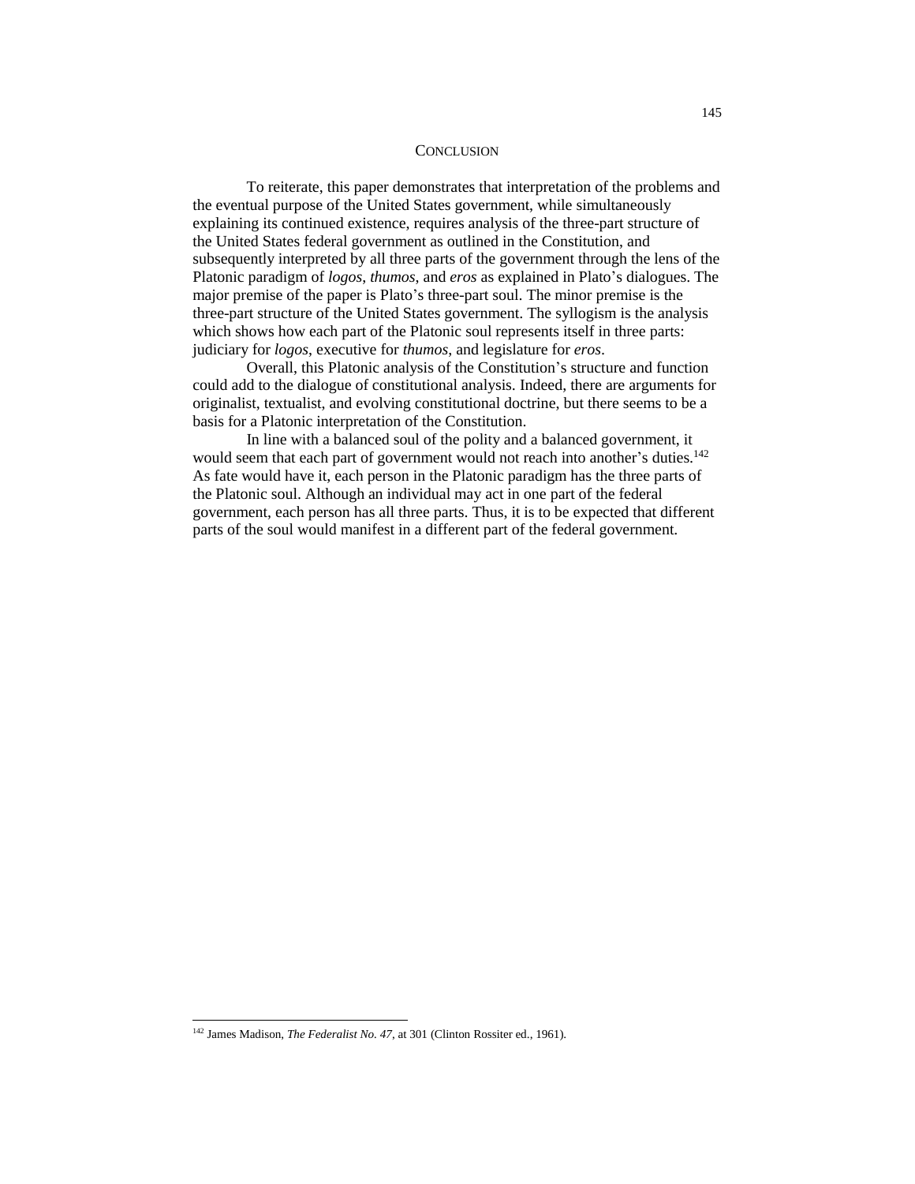## CONCLUSION

To reiterate, this paper demonstrates that interpretation of the problems and the eventual purpose of the United States government, while simultaneously explaining its continued existence, requires analysis of the three-part structure of the United States federal government as outlined in the Constitution, and subsequently interpreted by all three parts of the government through the lens of the Platonic paradigm of *logos*, *thumos*, and *eros* as explained in Plato's dialogues. The major premise of the paper is Plato's three-part soul. The minor premise is the three-part structure of the United States government. The syllogism is the analysis which shows how each part of the Platonic soul represents itself in three parts: judiciary for *logos*, executive for *thumos*, and legislature for *eros*.

Overall, this Platonic analysis of the Constitution's structure and function could add to the dialogue of constitutional analysis. Indeed, there are arguments for originalist, textualist, and evolving constitutional doctrine, but there seems to be a basis for a Platonic interpretation of the Constitution.

In line with a balanced soul of the polity and a balanced government, it would seem that each part of government would not reach into another's duties.[142] As fate would have it, each person in the Platonic paradigm has the three parts of the Platonic soul. Although an individual may act in one part of the federal government, each person has all three parts. Thus, it is to be expected that different parts of the soul would manifest in a different part of the federal government.

---

[142] James Madison, *The Federalist No. 47*, at 301 (Clinton Rossiter ed., 1961).